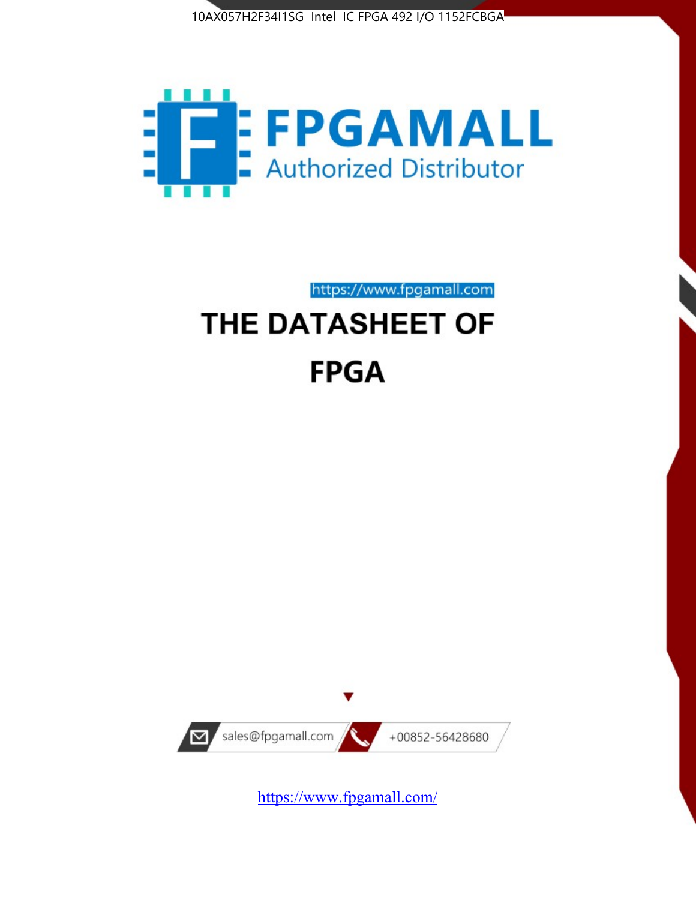10AX057H2F34I1SG Intel IC FPGA 492 I/O 1152FCBGA

FPGAMALL

Authorized Distributor

https://www.fpgamall.com

# THE DATASHEET OF

# FPGA

sales@fpgamall.com

+00852-56428680

https://www.fpgamall.com/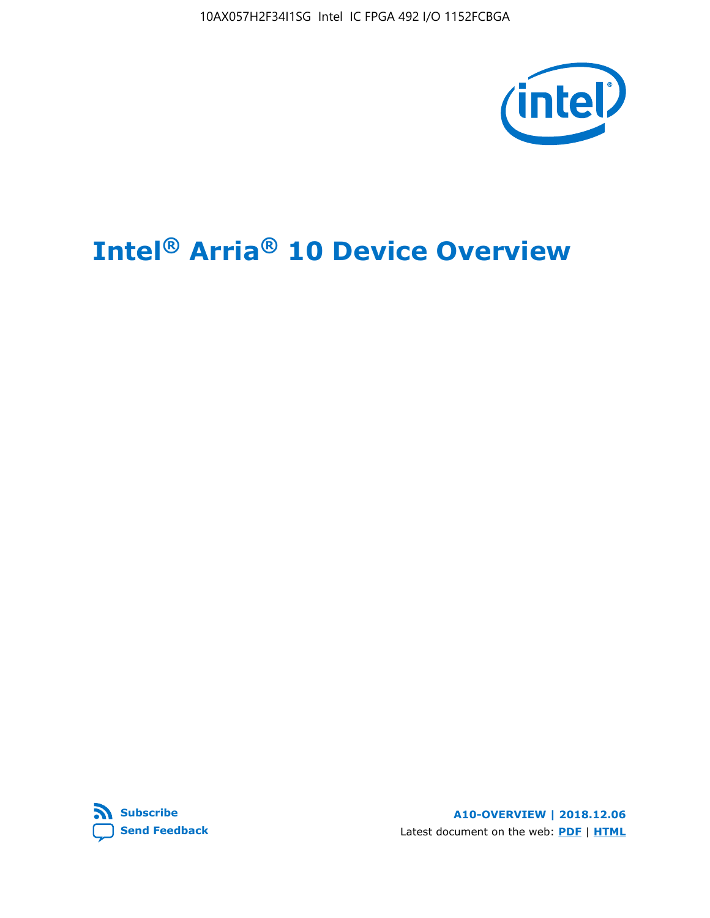# Intel® Arria® 10 Device Overview

**Subscribe**

**Send Feedback**

**A10-OVERVIEW | 2018.12.06**

Latest document on the web: **PDF** | **HTML**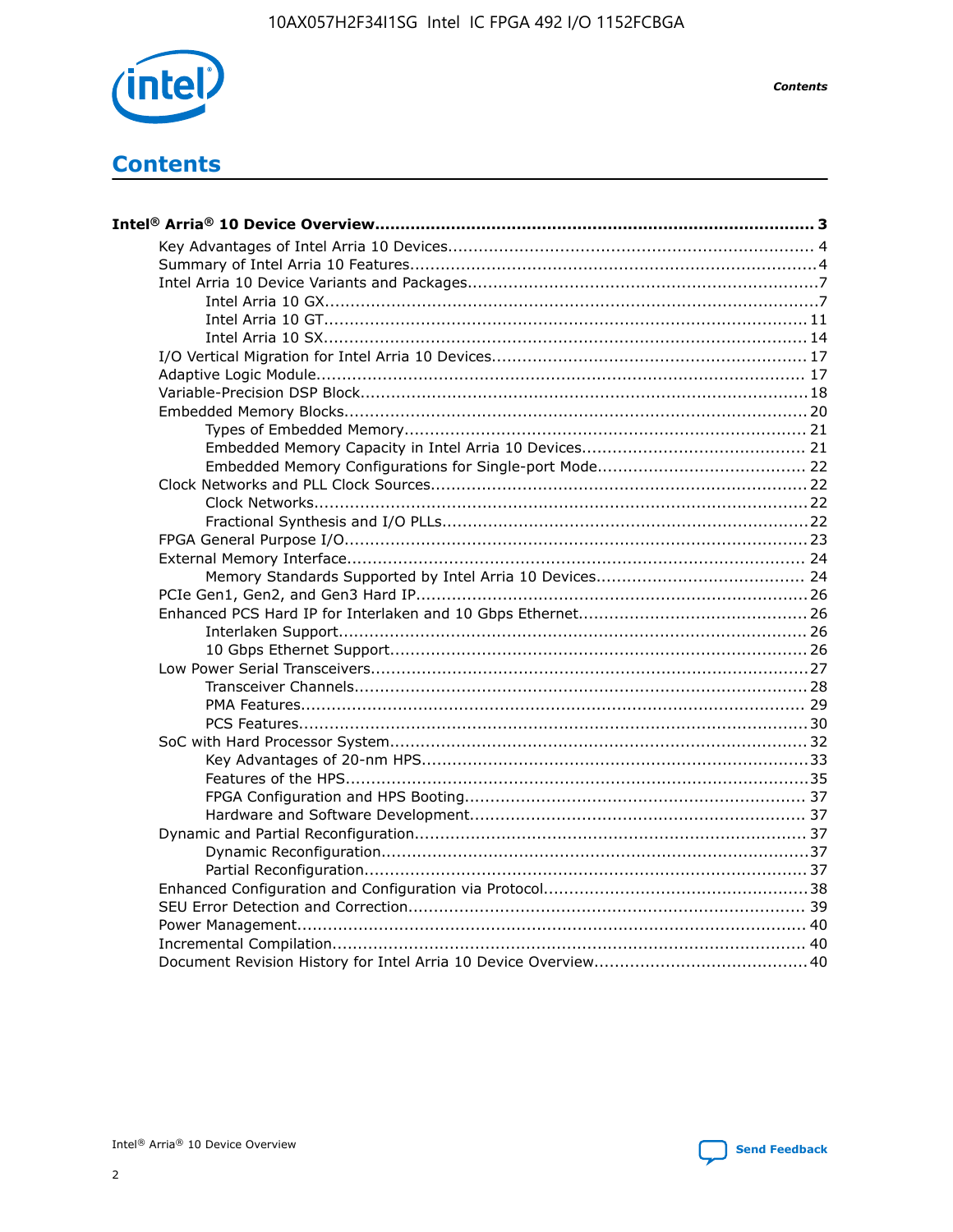# Contents

**Intel® Arria® 10 Device Overview....................................................................................... 3**

- Key Advantages of Intel Arria 10 Devices....................................................................... 4
- Summary of Intel Arria 10 Features................................................................................4
- Intel Arria 10 Device Variants and Packages.....................................................................7
  - Intel Arria 10 GX.................................................................................................7
  - Intel Arria 10 GT............................................................................................... 11
  - Intel Arria 10 SX............................................................................................... 14
- I/O Vertical Migration for Intel Arria 10 Devices............................................................. 17
- Adaptive Logic Module................................................................................................ 17
- Variable-Precision DSP Block.......................................................................................18
- Embedded Memory Blocks..........................................................................................20
  - Types of Embedded Memory............................................................................... 21
  - Embedded Memory Capacity in Intel Arria 10 Devices............................................ 21
  - Embedded Memory Configurations for Single-port Mode......................................... 22
- Clock Networks and PLL Clock Sources.........................................................................22
  - Clock Networks.................................................................................................22
  - Fractional Synthesis and I/O PLLs........................................................................22
- FPGA General Purpose I/O..........................................................................................23
- External Memory Interface......................................................................................... 24
  - Memory Standards Supported by Intel Arria 10 Devices......................................... 24
- PCIe Gen1, Gen2, and Gen3 Hard IP.............................................................................26
- Enhanced PCS Hard IP for Interlaken and 10 Gbps Ethernet.............................................26
  - Interlaken Support............................................................................................ 26
  - 10 Gbps Ethernet Support.................................................................................. 26
- Low Power Serial Transceivers.....................................................................................27
  - Transceiver Channels.........................................................................................28
  - PMA Features................................................................................................... 29
  - PCS Features....................................................................................................30
- SoC with Hard Processor System.................................................................................32
  - Key Advantages of 20-nm HPS............................................................................33
  - Features of the HPS...........................................................................................35
  - FPGA Configuration and HPS Booting................................................................... 37
  - Hardware and Software Development.................................................................. 37
- Dynamic and Partial Reconfiguration............................................................................37
  - Dynamic Reconfiguration...................................................................................37
  - Partial Reconfiguration......................................................................................37
- Enhanced Configuration and Configuration via Protocol...................................................38
- SEU Error Detection and Correction............................................................................. 39
- Power Management................................................................................................... 40
- Incremental Compilation............................................................................................ 40
- Document Revision History for Intel Arria 10 Device Overview.........................................40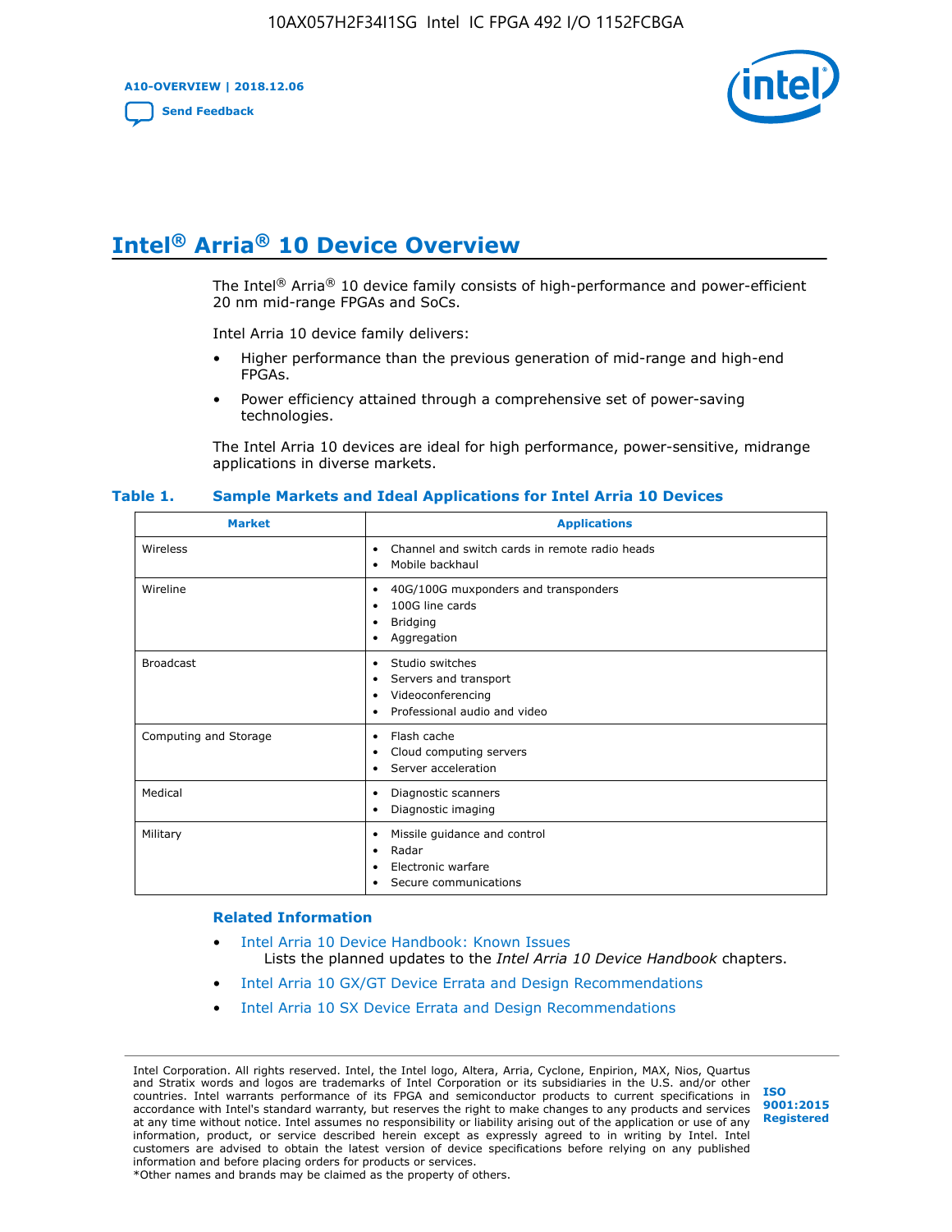# Intel® Arria® 10 Device Overview

The Intel® Arria® 10 device family consists of high-performance and power-efficient 20 nm mid-range FPGAs and SoCs.

Intel Arria 10 device family delivers:

- Higher performance than the previous generation of mid-range and high-end FPGAs.
- Power efficiency attained through a comprehensive set of power-saving technologies.

The Intel Arria 10 devices are ideal for high performance, power-sensitive, midrange applications in diverse markets.

**Table 1. Sample Markets and Ideal Applications for Intel Arria 10 Devices**

| Market | Applications |
|---|---|
| Wireless | • Channel and switch cards in remote radio heads<br>• Mobile backhaul |
| Wireline | • 40G/100G muxponders and transponders<br>• 100G line cards<br>• Bridging<br>• Aggregation |
| Broadcast | • Studio switches<br>• Servers and transport<br>• Videoconferencing<br>• Professional audio and video |
| Computing and Storage | • Flash cache<br>• Cloud computing servers<br>• Server acceleration |
| Medical | • Diagnostic scanners<br>• Diagnostic imaging |
| Military | • Missile guidance and control<br>• Radar<br>• Electronic warfare<br>• Secure communications |

### Related Information

- Intel Arria 10 Device Handbook: Known Issues
  Lists the planned updates to the *Intel Arria 10 Device Handbook* chapters.
- Intel Arria 10 GX/GT Device Errata and Design Recommendations
- Intel Arria 10 SX Device Errata and Design Recommendations

Intel Corporation. All rights reserved. Intel, the Intel logo, Altera, Arria, Cyclone, Enpirion, MAX, Nios, Quartus and Stratix words and logos are trademarks of Intel Corporation or its subsidiaries in the U.S. and/or other countries. Intel warrants performance of its FPGA and semiconductor products to current specifications in accordance with Intel's standard warranty, but reserves the right to make changes to any products and services at any time without notice. Intel assumes no responsibility or liability arising out of the application or use of any information, product, or service described herein except as expressly agreed to in writing by Intel. Intel customers are advised to obtain the latest version of device specifications before relying on any published information and before placing orders for products or services.
*Other names and brands may be claimed as the property of others.

ISO 9001:2015 Registered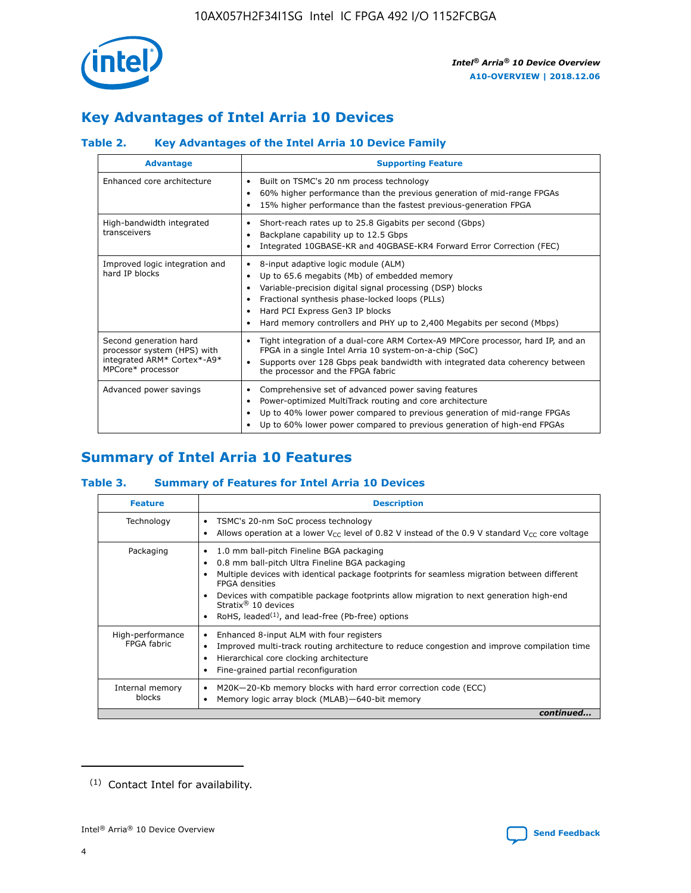## Key Advantages of Intel Arria 10 Devices

### Table 2. Key Advantages of the Intel Arria 10 Device Family

| Advantage | Supporting Feature |
| --- | --- |
| Enhanced core architecture | • Built on TSMC's 20 nm process technology<br>• 60% higher performance than the previous generation of mid-range FPGAs<br>• 15% higher performance than the fastest previous-generation FPGA |
| High-bandwidth integrated transceivers | • Short-reach rates up to 25.8 Gigabits per second (Gbps)<br>• Backplane capability up to 12.5 Gbps<br>• Integrated 10GBASE-KR and 40GBASE-KR4 Forward Error Correction (FEC) |
| Improved logic integration and hard IP blocks | • 8-input adaptive logic module (ALM)<br>• Up to 65.6 megabits (Mb) of embedded memory<br>• Variable-precision digital signal processing (DSP) blocks<br>• Fractional synthesis phase-locked loops (PLLs)<br>• Hard PCI Express Gen3 IP blocks<br>• Hard memory controllers and PHY up to 2,400 Megabits per second (Mbps) |
| Second generation hard processor system (HPS) with integrated ARM* Cortex*-A9* MPCore* processor | • Tight integration of a dual-core ARM Cortex-A9 MPCore processor, hard IP, and an FPGA in a single Intel Arria 10 system-on-a-chip (SoC)<br>• Supports over 128 Gbps peak bandwidth with integrated data coherency between the processor and the FPGA fabric |
| Advanced power savings | • Comprehensive set of advanced power saving features<br>• Power-optimized MultiTrack routing and core architecture<br>• Up to 40% lower power compared to previous generation of mid-range FPGAs<br>• Up to 60% lower power compared to previous generation of high-end FPGAs |

## Summary of Intel Arria 10 Features

### Table 3. Summary of Features for Intel Arria 10 Devices

| Feature | Description |
| --- | --- |
| Technology | • TSMC's 20-nm SoC process technology<br>• Allows operation at a lower $V_{CC}$ level of 0.82 V instead of the 0.9 V standard $V_{CC}$ core voltage |
| Packaging | • 1.0 mm ball-pitch Fineline BGA packaging<br>• 0.8 mm ball-pitch Ultra Fineline BGA packaging<br>• Multiple devices with identical package footprints for seamless migration between different FPGA densities<br>• Devices with compatible package footprints allow migration to next generation high-end Stratix® 10 devices<br>• RoHS, leaded[(1)], and lead-free (Pb-free) options |
| High-performance FPGA fabric | • Enhanced 8-input ALM with four registers<br>• Improved multi-track routing architecture to reduce congestion and improve compilation time<br>• Hierarchical core clocking architecture<br>• Fine-grained partial reconfiguration |
| Internal memory blocks | • M20K—20-Kb memory blocks with hard error correction code (ECC)<br>• Memory logic array block (MLAB)—640-bit memory |

*continued...*

(1) Contact Intel for availability.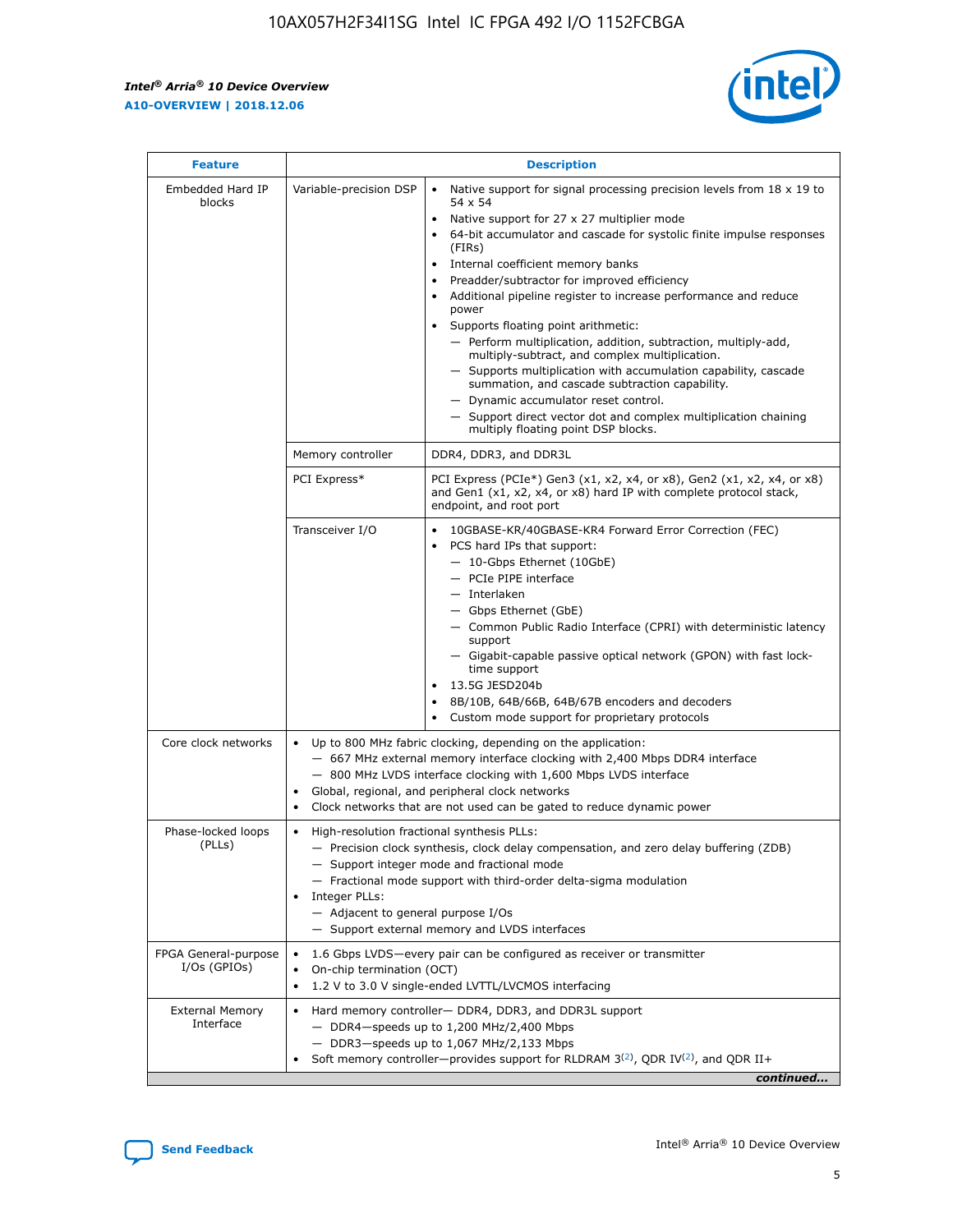| Feature | Description | |
|---|---|---|
| Embedded Hard IP blocks | Variable-precision DSP | • Native support for signal processing precision levels from 18 x 19 to 54 x 54<br>• Native support for 27 x 27 multiplier mode<br>• 64-bit accumulator and cascade for systolic finite impulse responses (FIRs)<br>• Internal coefficient memory banks<br>• Preadder/subtractor for improved efficiency<br>• Additional pipeline register to increase performance and reduce power<br>• Supports floating point arithmetic:<br>— Perform multiplication, addition, subtraction, multiply-add, multiply-subtract, and complex multiplication.<br>— Supports multiplication with accumulation capability, cascade summation, and cascade subtraction capability.<br>— Dynamic accumulator reset control.<br>— Support direct vector dot and complex multiplication chaining multiply floating point DSP blocks. |
| | Memory controller | DDR4, DDR3, and DDR3L |
| | PCI Express* | PCI Express (PCIe*) Gen3 (x1, x2, x4, or x8), Gen2 (x1, x2, x4, or x8) and Gen1 (x1, x2, x4, or x8) hard IP with complete protocol stack, endpoint, and root port |
| | Transceiver I/O | • 10GBASE-KR/40GBASE-KR4 Forward Error Correction (FEC)<br>• PCS hard IPs that support:<br>— 10-Gbps Ethernet (10GbE)<br>— PCIe PIPE interface<br>— Interlaken<br>— Gbps Ethernet (GbE)<br>— Common Public Radio Interface (CPRI) with deterministic latency support<br>— Gigabit-capable passive optical network (GPON) with fast lock-time support<br>• 13.5G JESD204b<br>• 8B/10B, 64B/66B, 64B/67B encoders and decoders<br>• Custom mode support for proprietary protocols |
| Core clock networks | • Up to 800 MHz fabric clocking, depending on the application:<br>— 667 MHz external memory interface clocking with 2,400 Mbps DDR4 interface<br>— 800 MHz LVDS interface clocking with 1,600 Mbps LVDS interface<br>• Global, regional, and peripheral clock networks<br>• Clock networks that are not used can be gated to reduce dynamic power | |
| Phase-locked loops (PLLs) | • High-resolution fractional synthesis PLLs:<br>— Precision clock synthesis, clock delay compensation, and zero delay buffering (ZDB)<br>— Support integer mode and fractional mode<br>— Fractional mode support with third-order delta-sigma modulation<br>• Integer PLLs:<br>— Adjacent to general purpose I/Os<br>— Support external memory and LVDS interfaces | |
| FPGA General-purpose I/Os (GPIOs) | • 1.6 Gbps LVDS—every pair can be configured as receiver or transmitter<br>• On-chip termination (OCT)<br>• 1.2 V to 3.0 V single-ended LVTTL/LVCMOS interfacing | |
| External Memory Interface | • Hard memory controller— DDR4, DDR3, and DDR3L support<br>— DDR4—speeds up to 1,200 MHz/2,400 Mbps<br>— DDR3—speeds up to 1,067 MHz/2,133 Mbps<br>• Soft memory controller—provides support for RLDRAM 3[(2)], QDR IV[(2)], and QDR II+ | |

*continued...*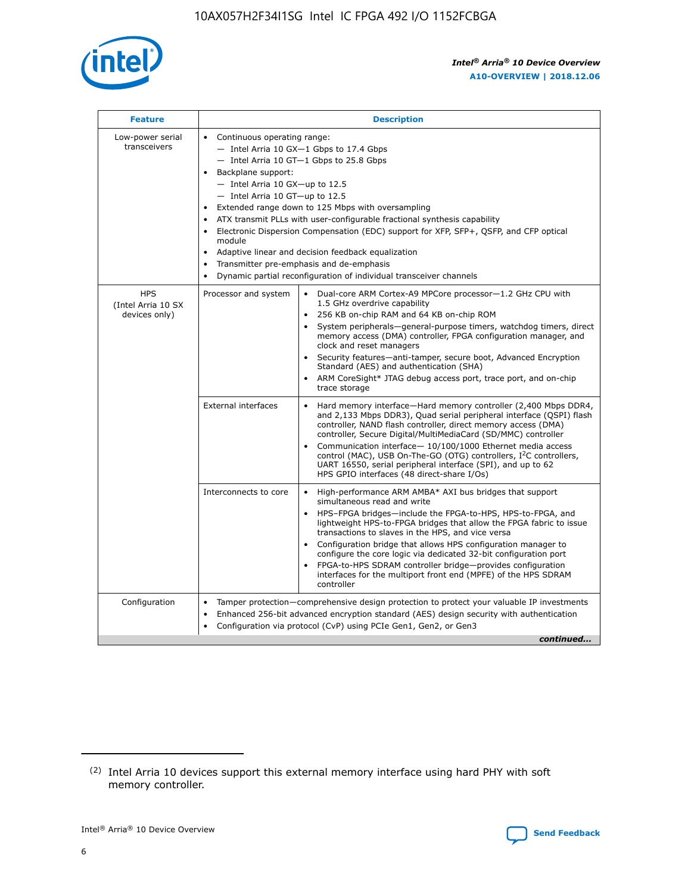| Feature | Description | |
|---|---|---|
| Low-power serial transceivers | • Continuous operating range:<br>— Intel Arria 10 GX—1 Gbps to 17.4 Gbps<br>— Intel Arria 10 GT—1 Gbps to 25.8 Gbps<br>• Backplane support:<br>— Intel Arria 10 GX—up to 12.5<br>— Intel Arria 10 GT—up to 12.5<br>• Extended range down to 125 Mbps with oversampling<br>• ATX transmit PLLs with user-configurable fractional synthesis capability<br>• Electronic Dispersion Compensation (EDC) support for XFP, SFP+, QSFP, and CFP optical module<br>• Adaptive linear and decision feedback equalization<br>• Transmitter pre-emphasis and de-emphasis<br>• Dynamic partial reconfiguration of individual transceiver channels | |
| HPS (Intel Arria 10 SX devices only) | Processor and system | • Dual-core ARM Cortex-A9 MPCore processor—1.2 GHz CPU with 1.5 GHz overdrive capability<br>• 256 KB on-chip RAM and 64 KB on-chip ROM<br>• System peripherals—general-purpose timers, watchdog timers, direct memory access (DMA) controller, FPGA configuration manager, and clock and reset managers<br>• Security features—anti-tamper, secure boot, Advanced Encryption Standard (AES) and authentication (SHA)<br>• ARM CoreSight* JTAG debug access port, trace port, and on-chip trace storage |
| | External interfaces | • Hard memory interface—Hard memory controller (2,400 Mbps DDR4, and 2,133 Mbps DDR3), Quad serial peripheral interface (QSPI) flash controller, NAND flash controller, direct memory access (DMA) controller, Secure Digital/MultiMediaCard (SD/MMC) controller<br>• Communication interface— 10/100/1000 Ethernet media access control (MAC), USB On-The-GO (OTG) controllers, I$^2$C controllers, UART 16550, serial peripheral interface (SPI), and up to 62 HPS GPIO interfaces (48 direct-share I/Os) |
| | Interconnects to core | • High-performance ARM AMBA* AXI bus bridges that support simultaneous read and write<br>• HPS–FPGA bridges—include the FPGA-to-HPS, HPS-to-FPGA, and lightweight HPS-to-FPGA bridges that allow the FPGA fabric to issue transactions to slaves in the HPS, and vice versa<br>• Configuration bridge that allows HPS configuration manager to configure the core logic via dedicated 32-bit configuration port<br>• FPGA-to-HPS SDRAM controller bridge—provides configuration interfaces for the multiport front end (MPFE) of the HPS SDRAM controller |
| Configuration | • Tamper protection—comprehensive design protection to protect your valuable IP investments<br>• Enhanced 256-bit advanced encryption standard (AES) design security with authentication<br>• Configuration via protocol (CvP) using PCIe Gen1, Gen2, or Gen3 | |

*continued...*

(2) Intel Arria 10 devices support this external memory interface using hard PHY with soft memory controller.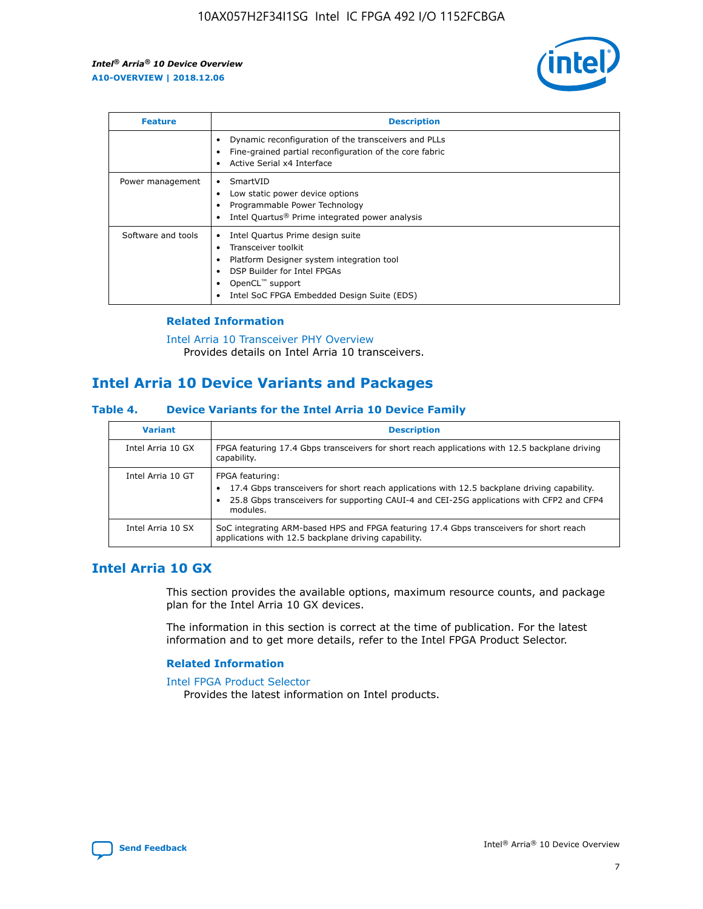| Feature | Description |
| --- | --- |
| | • Dynamic reconfiguration of the transceivers and PLLs<br>• Fine-grained partial reconfiguration of the core fabric<br>• Active Serial x4 Interface |
| Power management | • SmartVID<br>• Low static power device options<br>• Programmable Power Technology<br>• Intel Quartus® Prime integrated power analysis |
| Software and tools | • Intel Quartus Prime design suite<br>• Transceiver toolkit<br>• Platform Designer system integration tool<br>• DSP Builder for Intel FPGAs<br>• OpenCL™ support<br>• Intel SoC FPGA Embedded Design Suite (EDS) |

### Related Information

Intel Arria 10 Transceiver PHY Overview
Provides details on Intel Arria 10 transceivers.

## Intel Arria 10 Device Variants and Packages

### Table 4. Device Variants for the Intel Arria 10 Device Family

| Variant | Description |
| --- | --- |
| Intel Arria 10 GX | FPGA featuring 17.4 Gbps transceivers for short reach applications with 12.5 backplane driving capability. |
| Intel Arria 10 GT | FPGA featuring:<br>• 17.4 Gbps transceivers for short reach applications with 12.5 backplane driving capability.<br>• 25.8 Gbps transceivers for supporting CAUI-4 and CEI-25G applications with CFP2 and CFP4 modules. |
| Intel Arria 10 SX | SoC integrating ARM-based HPS and FPGA featuring 17.4 Gbps transceivers for short reach applications with 12.5 backplane driving capability. |

## Intel Arria 10 GX

This section provides the available options, maximum resource counts, and package plan for the Intel Arria 10 GX devices.

The information in this section is correct at the time of publication. For the latest information and to get more details, refer to the Intel FPGA Product Selector.

### Related Information

Intel FPGA Product Selector
Provides the latest information on Intel products.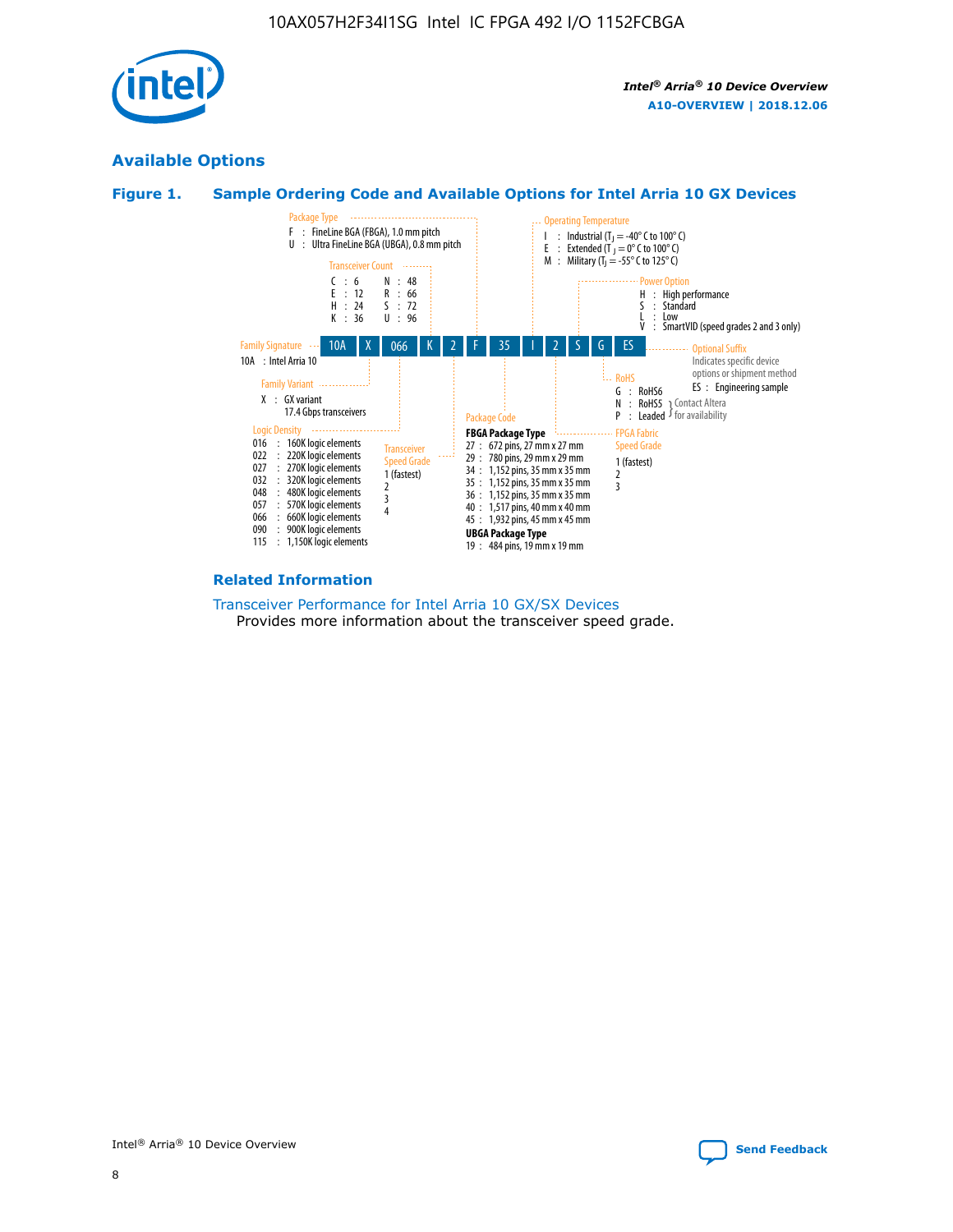## Available Options

### Figure 1. Sample Ordering Code and Available Options for Intel Arria 10 GX Devices

| 10A | X | 066 | K | 2 | F | 35 | I | 2 | S | G | ES |
|---|---|---|---|---|---|---|---|---|---|---|---|

**Family Signature**
- 10A : Intel Arria 10

**Family Variant**
- X : GX variant
  17.4 Gbps transceivers

**Logic Density**
- 016 : 160K logic elements
- 022 : 220K logic elements
- 027 : 270K logic elements
- 032 : 320K logic elements
- 048 : 480K logic elements
- 057 : 570K logic elements
- 066 : 660K logic elements
- 090 : 900K logic elements
- 115 : 1,150K logic elements

**Transceiver Count**
- C : 6
- E : 12
- H : 24
- K : 36
- N : 48
- R : 66
- S : 72
- U : 96

**Transceiver Speed Grade**
- 1 (fastest)
- 2
- 3
- 4

**Package Type**
- F : FineLine BGA (FBGA), 1.0 mm pitch
- U : Ultra FineLine BGA (UBGA), 0.8 mm pitch

**Package Code**

**FBGA Package Type**
- 27 : 672 pins, 27 mm x 27 mm
- 29 : 780 pins, 29 mm x 29 mm
- 34 : 1,152 pins, 35 mm x 35 mm
- 35 : 1,152 pins, 35 mm x 35 mm
- 36 : 1,152 pins, 35 mm x 35 mm
- 40 : 1,517 pins, 40 mm x 40 mm
- 45 : 1,932 pins, 45 mm x 45 mm

**UBGA Package Type**
- 19 : 484 pins, 19 mm x 19 mm

**Operating Temperature**
- I : Industrial ($T_J$ = -40° C to 100° C)
- E : Extended ($T_J$ = 0° C to 100° C)
- M : Military ($T_J$ = -55° C to 125° C)

**FPGA Fabric Speed Grade**
- 1 (fastest)
- 2
- 3

**Power Option**
- H : High performance
- S : Standard
- L : Low
- V : SmartVID (speed grades 2 and 3 only)

**RoHS**
- G : RoHS6
- N : RoHS5 (Contact Altera for availability)
- P : Leaded (Contact Altera for availability)

**Optional Suffix**

Indicates specific device options or shipment method
- ES : Engineering sample

### Related Information

Transceiver Performance for Intel Arria 10 GX/SX Devices
Provides more information about the transceiver speed grade.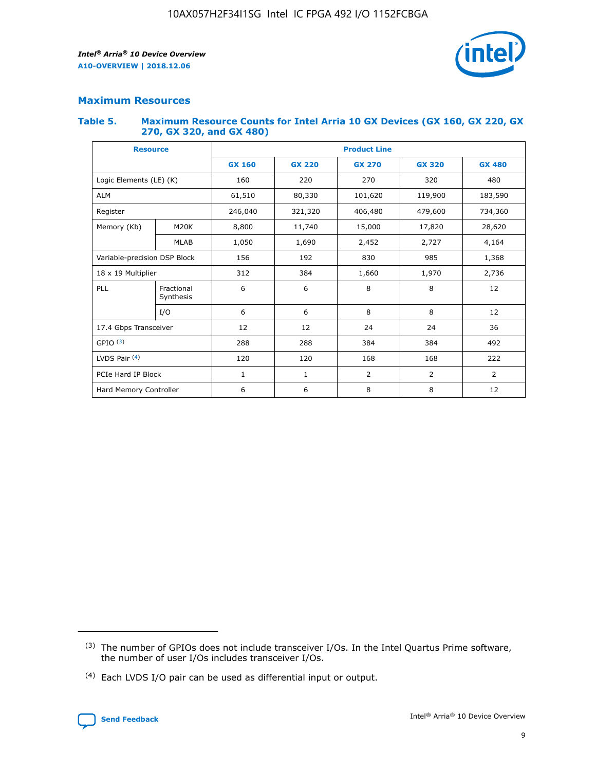## Maximum Resources

### Table 5. Maximum Resource Counts for Intel Arria 10 GX Devices (GX 160, GX 220, GX 270, GX 320, and GX 480)

| Resource | | Product Line | | | | |
|---|---|---|---|---|---|---|
| | | GX 160 | GX 220 | GX 270 | GX 320 | GX 480 |
| Logic Elements (LE) (K) | | 160 | 220 | 270 | 320 | 480 |
| ALM | | 61,510 | 80,330 | 101,620 | 119,900 | 183,590 |
| Register | | 246,040 | 321,320 | 406,480 | 479,600 | 734,360 |
| Memory (Kb) | M20K | 8,800 | 11,740 | 15,000 | 17,820 | 28,620 |
| | MLAB | 1,050 | 1,690 | 2,452 | 2,727 | 4,164 |
| Variable-precision DSP Block | | 156 | 192 | 830 | 985 | 1,368 |
| 18 x 19 Multiplier | | 312 | 384 | 1,660 | 1,970 | 2,736 |
| PLL | Fractional Synthesis | 6 | 6 | 8 | 8 | 12 |
| | I/O | 6 | 6 | 8 | 8 | 12 |
| 17.4 Gbps Transceiver | | 12 | 12 | 24 | 24 | 36 |
| GPIO [(3)] | | 288 | 288 | 384 | 384 | 492 |
| LVDS Pair [(4)] | | 120 | 120 | 168 | 168 | 222 |
| PCIe Hard IP Block | | 1 | 1 | 2 | 2 | 2 |
| Hard Memory Controller | | 6 | 6 | 8 | 8 | 12 |

(3) The number of GPIOs does not include transceiver I/Os. In the Intel Quartus Prime software, the number of user I/Os includes transceiver I/Os.

(4) Each LVDS I/O pair can be used as differential input or output.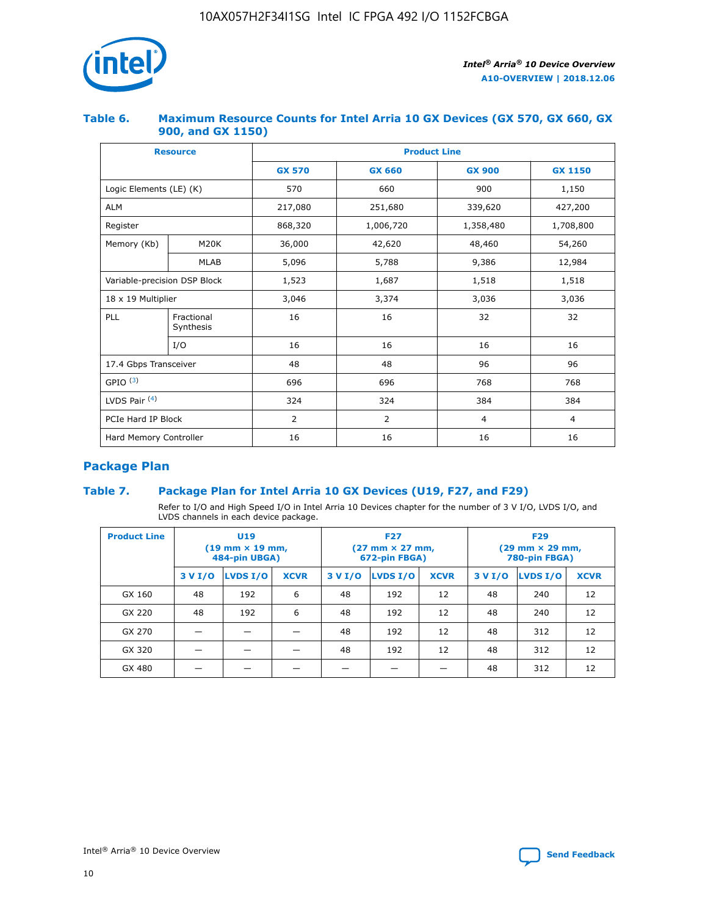### Table 6. Maximum Resource Counts for Intel Arria 10 GX Devices (GX 570, GX 660, GX 900, and GX 1150)

| Resource | | Product Line | | | |
|---|---|---|---|---|---|
| | | GX 570 | GX 660 | GX 900 | GX 1150 |
| Logic Elements (LE) (K) | | 570 | 660 | 900 | 1,150 |
| ALM | | 217,080 | 251,680 | 339,620 | 427,200 |
| Register | | 868,320 | 1,006,720 | 1,358,480 | 1,708,800 |
| Memory (Kb) | M20K | 36,000 | 42,620 | 48,460 | 54,260 |
| | MLAB | 5,096 | 5,788 | 9,386 | 12,984 |
| Variable-precision DSP Block | | 1,523 | 1,687 | 1,518 | 1,518 |
| 18 x 19 Multiplier | | 3,046 | 3,374 | 3,036 | 3,036 |
| PLL | Fractional Synthesis | 16 | 16 | 32 | 32 |
| | I/O | 16 | 16 | 16 | 16 |
| 17.4 Gbps Transceiver | | 48 | 48 | 96 | 96 |
| GPIO [(3)] | | 696 | 696 | 768 | 768 |
| LVDS Pair [(4)] | | 324 | 324 | 384 | 384 |
| PCIe Hard IP Block | | 2 | 2 | 4 | 4 |
| Hard Memory Controller | | 16 | 16 | 16 | 16 |

## Package Plan

### Table 7. Package Plan for Intel Arria 10 GX Devices (U19, F27, and F29)

Refer to I/O and High Speed I/O in Intel Arria 10 Devices chapter for the number of 3 V I/O, LVDS I/O, and LVDS channels in each device package.

| Product Line | U19 (19 mm × 19 mm, 484-pin UBGA) | | | F27 (27 mm × 27 mm, 672-pin FBGA) | | | F29 (29 mm × 29 mm, 780-pin FBGA) | | |
|---|---|---|---|---|---|---|---|---|---|
| | 3 V I/O | LVDS I/O | XCVR | 3 V I/O | LVDS I/O | XCVR | 3 V I/O | LVDS I/O | XCVR |
| GX 160 | 48 | 192 | 6 | 48 | 192 | 12 | 48 | 240 | 12 |
| GX 220 | 48 | 192 | 6 | 48 | 192 | 12 | 48 | 240 | 12 |
| GX 270 | — | — | — | 48 | 192 | 12 | 48 | 312 | 12 |
| GX 320 | — | — | — | 48 | 192 | 12 | 48 | 312 | 12 |
| GX 480 | — | — | — | — | — | — | 48 | 312 | 12 |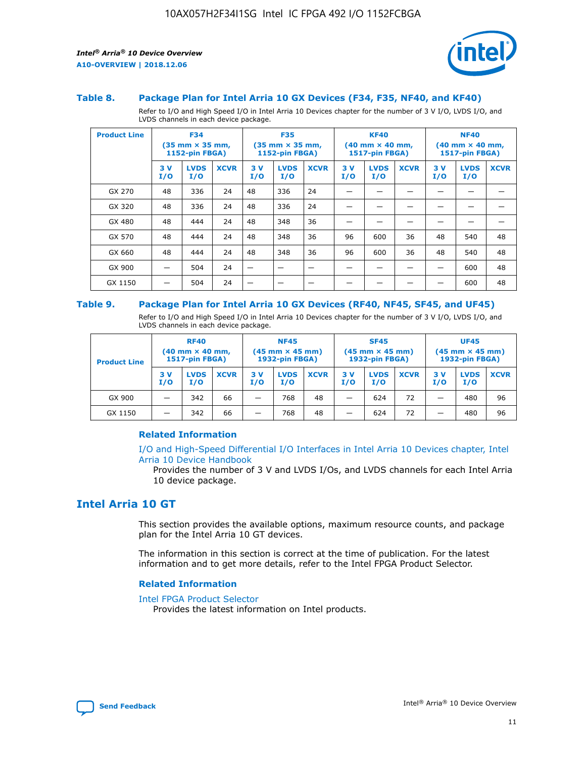### Table 8. Package Plan for Intel Arria 10 GX Devices (F34, F35, NF40, and KF40)

Refer to I/O and High Speed I/O in Intel Arria 10 Devices chapter for the number of 3 V I/O, LVDS I/O, and LVDS channels in each device package.

| Product Line | F34 (35 mm × 35 mm, 1152-pin FBGA) | | | F35 (35 mm × 35 mm, 1152-pin FBGA) | | | KF40 (40 mm × 40 mm, 1517-pin FBGA) | | | NF40 (40 mm × 40 mm, 1517-pin FBGA) | | |
|---|---|---|---|---|---|---|---|---|---|---|---|---|
| | 3 V I/O | LVDS I/O | XCVR | 3 V I/O | LVDS I/O | XCVR | 3 V I/O | LVDS I/O | XCVR | 3 V I/O | LVDS I/O | XCVR |
| GX 270 | 48 | 336 | 24 | 48 | 336 | 24 | — | — | — | — | — | — |
| GX 320 | 48 | 336 | 24 | 48 | 336 | 24 | — | — | — | — | — | — |
| GX 480 | 48 | 444 | 24 | 48 | 348 | 36 | — | — | — | — | — | — |
| GX 570 | 48 | 444 | 24 | 48 | 348 | 36 | 96 | 600 | 36 | 48 | 540 | 48 |
| GX 660 | 48 | 444 | 24 | 48 | 348 | 36 | 96 | 600 | 36 | 48 | 540 | 48 |
| GX 900 | — | 504 | 24 | — | — | — | — | — | — | — | 600 | 48 |
| GX 1150 | — | 504 | 24 | — | — | — | — | — | — | — | 600 | 48 |

### Table 9. Package Plan for Intel Arria 10 GX Devices (RF40, NF45, SF45, and UF45)

Refer to I/O and High Speed I/O in Intel Arria 10 Devices chapter for the number of 3 V I/O, LVDS I/O, and LVDS channels in each device package.

| Product Line | RF40 (40 mm × 40 mm, 1517-pin FBGA) | | | NF45 (45 mm × 45 mm) 1932-pin FBGA) | | | SF45 (45 mm × 45 mm) 1932-pin FBGA) | | | UF45 (45 mm × 45 mm) 1932-pin FBGA) | | |
|---|---|---|---|---|---|---|---|---|---|---|---|---|
| | 3 V I/O | LVDS I/O | XCVR | 3 V I/O | LVDS I/O | XCVR | 3 V I/O | LVDS I/O | XCVR | 3 V I/O | LVDS I/O | XCVR |
| GX 900 | — | 342 | 66 | — | 768 | 48 | — | 624 | 72 | — | 480 | 96 |
| GX 1150 | — | 342 | 66 | — | 768 | 48 | — | 624 | 72 | — | 480 | 96 |

#### Related Information

I/O and High-Speed Differential I/O Interfaces in Intel Arria 10 Devices chapter, Intel Arria 10 Device Handbook

Provides the number of 3 V and LVDS I/Os, and LVDS channels for each Intel Arria 10 device package.

## Intel Arria 10 GT

This section provides the available options, maximum resource counts, and package plan for the Intel Arria 10 GT devices.

The information in this section is correct at the time of publication. For the latest information and to get more details, refer to the Intel FPGA Product Selector.

#### Related Information

Intel FPGA Product Selector

Provides the latest information on Intel products.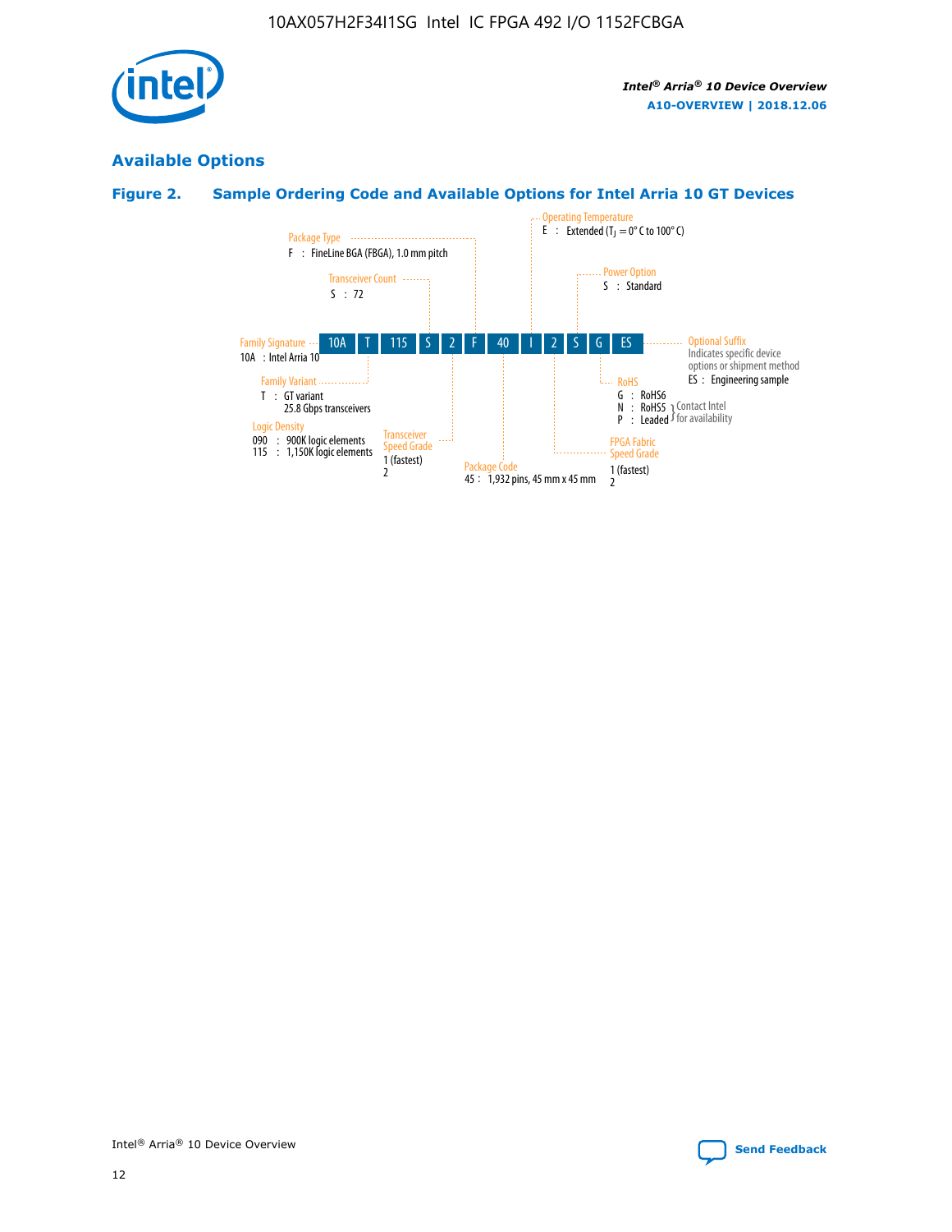## Available Options

### Figure 2. Sample Ordering Code and Available Options for Intel Arria 10 GT Devices

| 10A | T | 115 | S | 2 | F | 40 | I | 2 | S | G | ES |
|---|---|---|---|---|---|---|---|---|---|---|---|

**Family Signature**
10A : Intel Arria 10

**Family Variant**
T : GT variant
25.8 Gbps transceivers

**Logic Density**
090 : 900K logic elements
115 : 1,150K logic elements

**Transceiver Count**
S : 72

**Transceiver Speed Grade**
1 (fastest)
2

**Package Type**
F : FineLine BGA (FBGA), 1.0 mm pitch

**Package Code**
45 : 1,932 pins, 45 mm x 45 mm

**Operating Temperature**
E : Extended ($T_J$ = 0° C to 100° C)

**FPGA Fabric Speed Grade**
1 (fastest)
2

**Power Option**
S : Standard

**RoHS**
G : RoHS6
N : RoHS5 (Contact Intel for availability)
P : Leaded (Contact Intel for availability)

**Optional Suffix**
Indicates specific device options or shipment method
ES : Engineering sample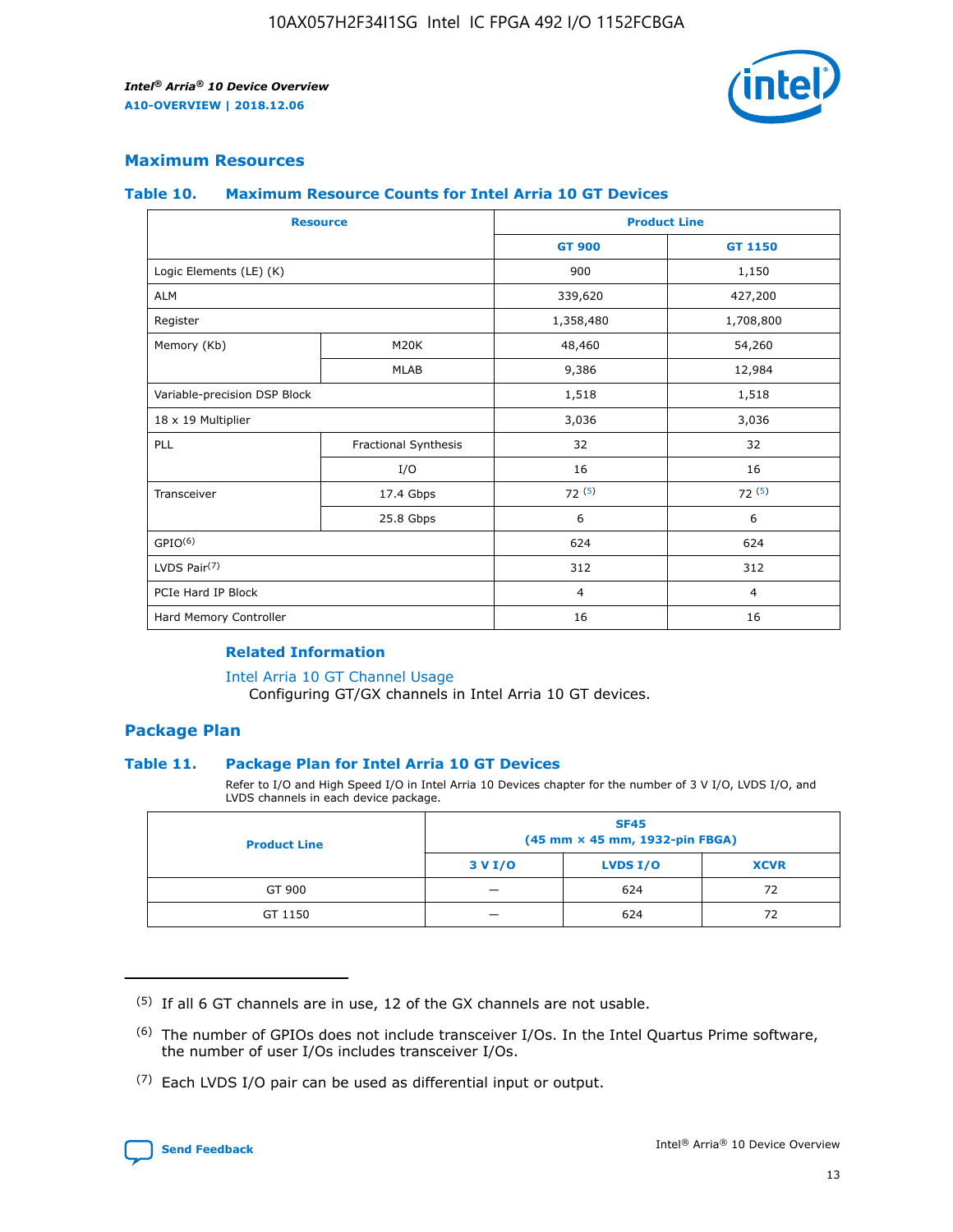## Maximum Resources

### Table 10. Maximum Resource Counts for Intel Arria 10 GT Devices

| Resource | | Product Line | |
|---|---|---|---|
| | | GT 900 | GT 1150 |
| Logic Elements (LE) (K) | | 900 | 1,150 |
| ALM | | 339,620 | 427,200 |
| Register | | 1,358,480 | 1,708,800 |
| Memory (Kb) | M20K | 48,460 | 54,260 |
| | MLAB | 9,386 | 12,984 |
| Variable-precision DSP Block | | 1,518 | 1,518 |
| 18 x 19 Multiplier | | 3,036 | 3,036 |
| PLL | Fractional Synthesis | 32 | 32 |
| | I/O | 16 | 16 |
| Transceiver | 17.4 Gbps | 72 (5) | 72 (5) |
| | 25.8 Gbps | 6 | 6 |
| GPIO(6) | | 624 | 624 |
| LVDS Pair(7) | | 312 | 312 |
| PCIe Hard IP Block | | 4 | 4 |
| Hard Memory Controller | | 16 | 16 |

#### Related Information

Intel Arria 10 GT Channel Usage
Configuring GT/GX channels in Intel Arria 10 GT devices.

## Package Plan

### Table 11. Package Plan for Intel Arria 10 GT Devices

Refer to I/O and High Speed I/O in Intel Arria 10 Devices chapter for the number of 3 V I/O, LVDS I/O, and LVDS channels in each device package.

| Product Line | SF45 (45 mm × 45 mm, 1932-pin FBGA) | | |
|---|---|---|---|
| | 3 V I/O | LVDS I/O | XCVR |
| GT 900 | — | 624 | 72 |
| GT 1150 | — | 624 | 72 |

(5) If all 6 GT channels are in use, 12 of the GX channels are not usable.

(6) The number of GPIOs does not include transceiver I/Os. In the Intel Quartus Prime software, the number of user I/Os includes transceiver I/Os.

(7) Each LVDS I/O pair can be used as differential input or output.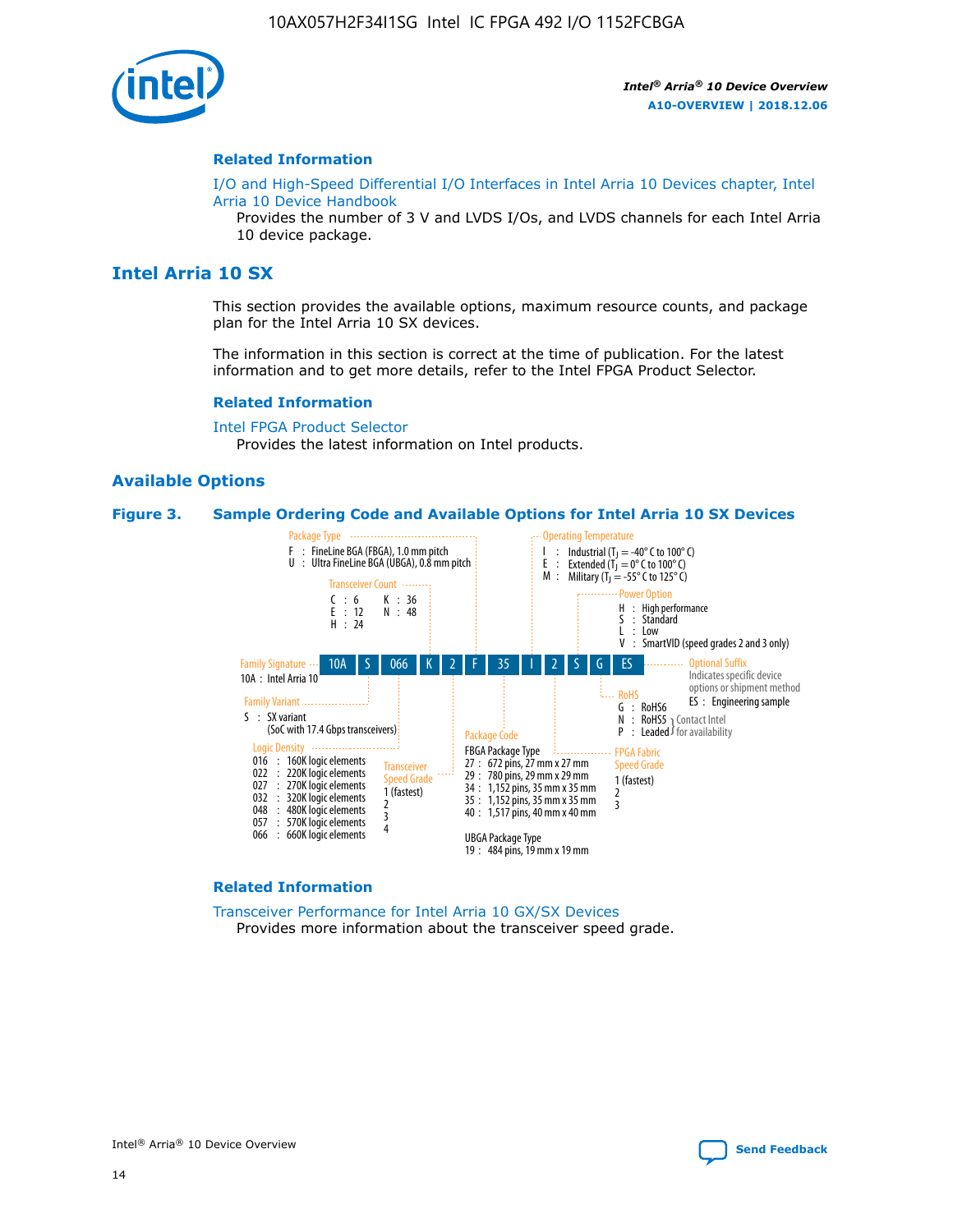## Related Information

I/O and High-Speed Differential I/O Interfaces in Intel Arria 10 Devices chapter, Intel Arria 10 Device Handbook

Provides the number of 3 V and LVDS I/Os, and LVDS channels for each Intel Arria 10 device package.

# Intel Arria 10 SX

This section provides the available options, maximum resource counts, and package plan for the Intel Arria 10 SX devices.

The information in this section is correct at the time of publication. For the latest information and to get more details, refer to the Intel FPGA Product Selector.

## Related Information

Intel FPGA Product Selector

Provides the latest information on Intel products.

## Available Options

**Figure 3. Sample Ordering Code and Available Options for Intel Arria 10 SX Devices**

Sample ordering code: 10A S 066 K 2 F 35 I 2 S G ES

- **Family Signature**
  - 10A : Intel Arria 10
- **Family Variant**
  - S : SX variant (SoC with 17.4 Gbps transceivers)
- **Logic Density**
  - 016 : 160K logic elements
  - 022 : 220K logic elements
  - 027 : 270K logic elements
  - 032 : 320K logic elements
  - 048 : 480K logic elements
  - 057 : 570K logic elements
  - 066 : 660K logic elements
- **Transceiver Count**
  - C : 6
  - E : 12
  - H : 24
  - K : 36
  - N : 48
- **Transceiver Speed Grade**
  - 1 (fastest)
  - 2
  - 3
  - 4
- **Package Type**
  - F : FineLine BGA (FBGA), 1.0 mm pitch
  - U : Ultra FineLine BGA (UBGA), 0.8 mm pitch
- **Package Code**
  - FBGA Package Type
    - 27 : 672 pins, 27 mm x 27 mm
    - 29 : 780 pins, 29 mm x 29 mm
    - 34 : 1,152 pins, 35 mm x 35 mm
    - 35 : 1,152 pins, 35 mm x 35 mm
    - 40 : 1,517 pins, 40 mm x 40 mm
  - UBGA Package Type
    - 19 : 484 pins, 19 mm x 19 mm
- **Operating Temperature**
  - I : Industrial ($T_J$ = -40° C to 100° C)
  - E : Extended ($T_J$ = 0° C to 100° C)
  - M : Military ($T_J$ = -55° C to 125° C)
- **FPGA Fabric Speed Grade**
  - 1 (fastest)
  - 2
  - 3
- **Power Option**
  - H : High performance
  - S : Standard
  - L : Low
  - V : SmartVID (speed grades 2 and 3 only)
- **RoHS**
  - G : RoHS6
  - N : RoHS5 (Contact Intel for availability)
  - P : Leaded (Contact Intel for availability)
- **Optional Suffix**
  - Indicates specific device options or shipment method
  - ES : Engineering sample

## Related Information

Transceiver Performance for Intel Arria 10 GX/SX Devices

Provides more information about the transceiver speed grade.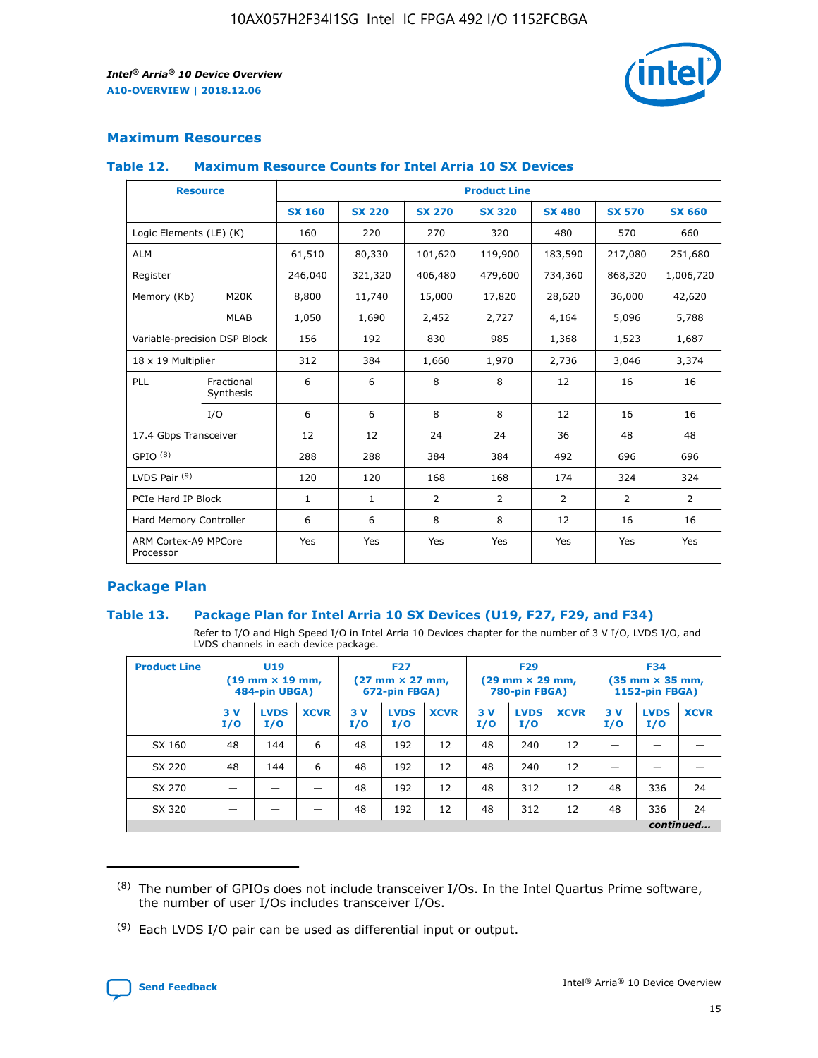## Maximum Resources

### Table 12. Maximum Resource Counts for Intel Arria 10 SX Devices

| Resource | | Product Line | | | | | | |
|---|---|---|---|---|---|---|---|---|
| | | SX 160 | SX 220 | SX 270 | SX 320 | SX 480 | SX 570 | SX 660 |
| Logic Elements (LE) (K) | | 160 | 220 | 270 | 320 | 480 | 570 | 660 |
| ALM | | 61,510 | 80,330 | 101,620 | 119,900 | 183,590 | 217,080 | 251,680 |
| Register | | 246,040 | 321,320 | 406,480 | 479,600 | 734,360 | 868,320 | 1,006,720 |
| Memory (Kb) | M20K | 8,800 | 11,740 | 15,000 | 17,820 | 28,620 | 36,000 | 42,620 |
| | MLAB | 1,050 | 1,690 | 2,452 | 2,727 | 4,164 | 5,096 | 5,788 |
| Variable-precision DSP Block | | 156 | 192 | 830 | 985 | 1,368 | 1,523 | 1,687 |
| 18 x 19 Multiplier | | 312 | 384 | 1,660 | 1,970 | 2,736 | 3,046 | 3,374 |
| PLL | Fractional Synthesis | 6 | 6 | 8 | 8 | 12 | 16 | 16 |
| | I/O | 6 | 6 | 8 | 8 | 12 | 16 | 16 |
| 17.4 Gbps Transceiver | | 12 | 12 | 24 | 24 | 36 | 48 | 48 |
| GPIO (8) | | 288 | 288 | 384 | 384 | 492 | 696 | 696 |
| LVDS Pair (9) | | 120 | 120 | 168 | 168 | 174 | 324 | 324 |
| PCIe Hard IP Block | | 1 | 1 | 2 | 2 | 2 | 2 | 2 |
| Hard Memory Controller | | 6 | 6 | 8 | 8 | 12 | 16 | 16 |
| ARM Cortex-A9 MPCore Processor | | Yes | Yes | Yes | Yes | Yes | Yes | Yes |

## Package Plan

### Table 13. Package Plan for Intel Arria 10 SX Devices (U19, F27, F29, and F34)

Refer to I/O and High Speed I/O in Intel Arria 10 Devices chapter for the number of 3 V I/O, LVDS I/O, and LVDS channels in each device package.

| Product Line | U19 (19 mm × 19 mm, 484-pin UBGA) | | | F27 (27 mm × 27 mm, 672-pin FBGA) | | | F29 (29 mm × 29 mm, 780-pin FBGA) | | | F34 (35 mm × 35 mm, 1152-pin FBGA) | | |
|---|---|---|---|---|---|---|---|---|---|---|---|---|
| | 3 V I/O | LVDS I/O | XCVR | 3 V I/O | LVDS I/O | XCVR | 3 V I/O | LVDS I/O | XCVR | 3 V I/O | LVDS I/O | XCVR |
| SX 160 | 48 | 144 | 6 | 48 | 192 | 12 | 48 | 240 | 12 | — | — | — |
| SX 220 | 48 | 144 | 6 | 48 | 192 | 12 | 48 | 240 | 12 | — | — | — |
| SX 270 | — | — | — | 48 | 192 | 12 | 48 | 312 | 12 | 48 | 336 | 24 |
| SX 320 | — | — | — | 48 | 192 | 12 | 48 | 312 | 12 | 48 | 336 | 24 |

*continued...*

(8) The number of GPIOs does not include transceiver I/Os. In the Intel Quartus Prime software, the number of user I/Os includes transceiver I/Os.

(9) Each LVDS I/O pair can be used as differential input or output.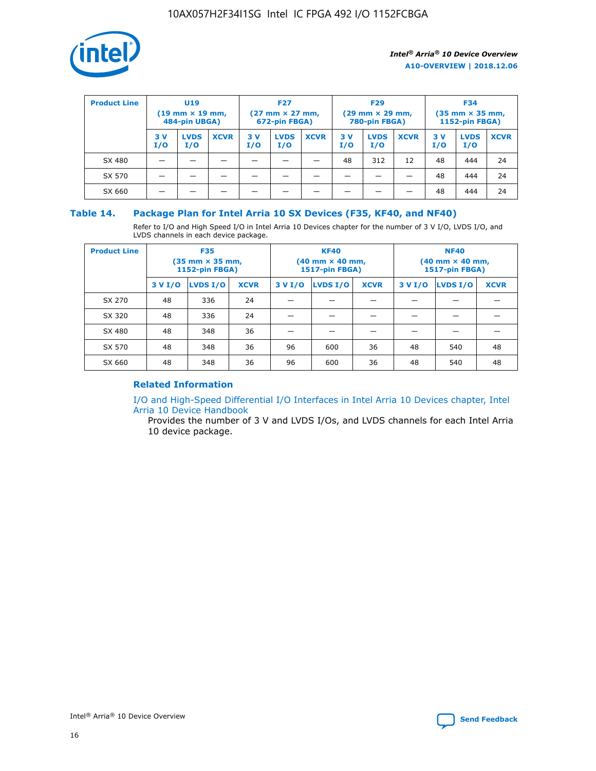| Product Line | U19 (19 mm × 19 mm, 484-pin UBGA) | | | F27 (27 mm × 27 mm, 672-pin FBGA) | | | F29 (29 mm × 29 mm, 780-pin FBGA) | | | F34 (35 mm × 35 mm, 1152-pin FBGA) | | |
|---|---|---|---|---|---|---|---|---|---|---|---|---|
| | 3 V I/O | LVDS I/O | XCVR | 3 V I/O | LVDS I/O | XCVR | 3 V I/O | LVDS I/O | XCVR | 3 V I/O | LVDS I/O | XCVR |
| SX 480 | — | — | — | — | — | — | 48 | 312 | 12 | 48 | 444 | 24 |
| SX 570 | — | — | — | — | — | — | — | — | — | 48 | 444 | 24 |
| SX 660 | — | — | — | — | — | — | — | — | — | 48 | 444 | 24 |

## Table 14. Package Plan for Intel Arria 10 SX Devices (F35, KF40, and NF40)

Refer to I/O and High Speed I/O in Intel Arria 10 Devices chapter for the number of 3 V I/O, LVDS I/O, and LVDS channels in each device package.

| Product Line | F35 (35 mm × 35 mm, 1152-pin FBGA) | | | KF40 (40 mm × 40 mm, 1517-pin FBGA) | | | NF40 (40 mm × 40 mm, 1517-pin FBGA) | | |
|---|---|---|---|---|---|---|---|---|---|
| | 3 V I/O | LVDS I/O | XCVR | 3 V I/O | LVDS I/O | XCVR | 3 V I/O | LVDS I/O | XCVR |
| SX 270 | 48 | 336 | 24 | — | — | — | — | — | — |
| SX 320 | 48 | 336 | 24 | — | — | — | — | — | — |
| SX 480 | 48 | 348 | 36 | — | — | — | — | — | — |
| SX 570 | 48 | 348 | 36 | 96 | 600 | 36 | 48 | 540 | 48 |
| SX 660 | 48 | 348 | 36 | 96 | 600 | 36 | 48 | 540 | 48 |

### Related Information

I/O and High-Speed Differential I/O Interfaces in Intel Arria 10 Devices chapter, Intel Arria 10 Device Handbook

Provides the number of 3 V and LVDS I/Os, and LVDS channels for each Intel Arria 10 device package.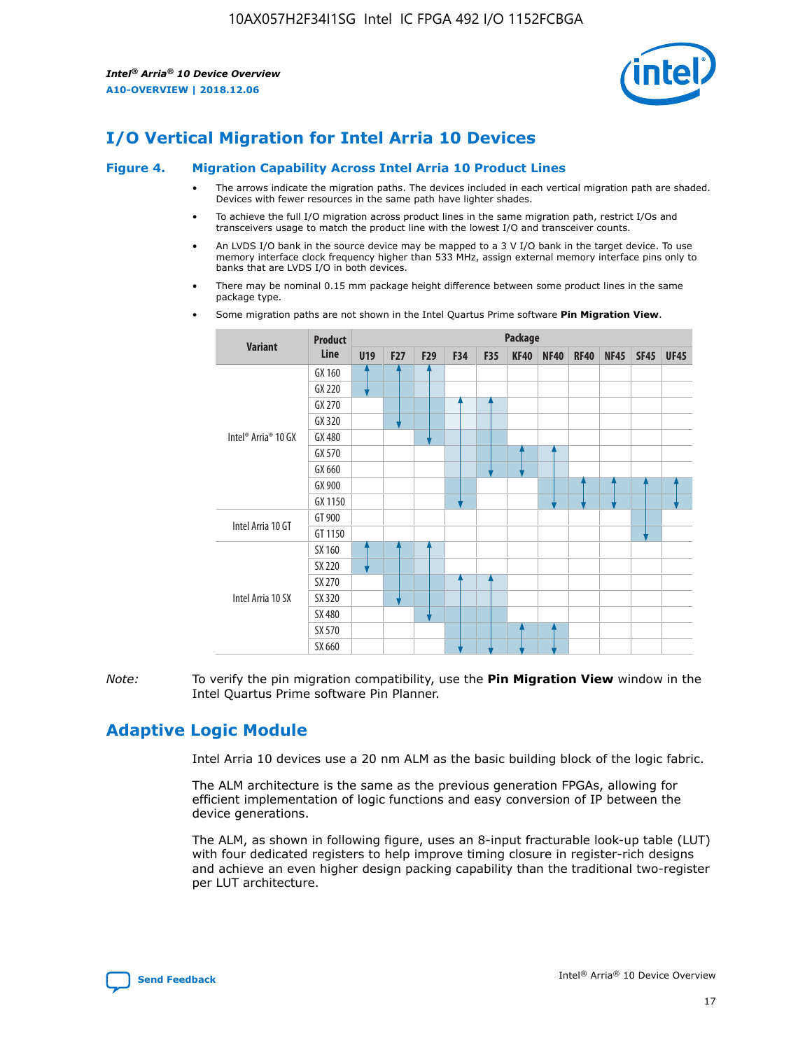# I/O Vertical Migration for Intel Arria 10 Devices

**Figure 4. Migration Capability Across Intel Arria 10 Product Lines**

- The arrows indicate the migration paths. The devices included in each vertical migration path are shaded. Devices with fewer resources in the same path have lighter shades.
- To achieve the full I/O migration across product lines in the same migration path, restrict I/Os and transceivers usage to match the product line with the lowest I/O and transceiver counts.
- An LVDS I/O bank in the source device may be mapped to a 3 V I/O bank in the target device. To use memory interface clock frequency higher than 533 MHz, assign external memory interface pins only to banks that are LVDS I/O in both devices.
- There may be nominal 0.15 mm package height difference between some product lines in the same package type.
- Some migration paths are not shown in the Intel Quartus Prime software **Pin Migration View**.

| Variant | Product Line | Package | | | | | | | | | | |
|---|---|---|---|---|---|---|---|---|---|---|---|---|
| | | U19 | F27 | F29 | F34 | F35 | KF40 | NF40 | RF40 | NF45 | SF45 | UF45 |
| Intel® Arria® 10 GX | GX 160 | | | | | | | | | | | |
| | GX 220 | | | | | | | | | | | |
| | GX 270 | | | | | | | | | | | |
| | GX 320 | | | | | | | | | | | |
| | GX 480 | | | | | | | | | | | |
| | GX 570 | | | | | | | | | | | |
| | GX 660 | | | | | | | | | | | |
| | GX 900 | | | | | | | | | | | |
| | GX 1150 | | | | | | | | | | | |
| Intel Arria 10 GT | GT 900 | | | | | | | | | | | |
| | GT 1150 | | | | | | | | | | | |
| Intel Arria 10 SX | SX 160 | | | | | | | | | | | |
| | SX 220 | | | | | | | | | | | |
| | SX 270 | | | | | | | | | | | |
| | SX 320 | | | | | | | | | | | |
| | SX 480 | | | | | | | | | | | |
| | SX 570 | | | | | | | | | | | |
| | SX 660 | | | | | | | | | | | |

*Note:* To verify the pin migration compatibility, use the **Pin Migration View** window in the Intel Quartus Prime software Pin Planner.

# Adaptive Logic Module

Intel Arria 10 devices use a 20 nm ALM as the basic building block of the logic fabric.

The ALM architecture is the same as the previous generation FPGAs, allowing for efficient implementation of logic functions and easy conversion of IP between the device generations.

The ALM, as shown in following figure, uses an 8-input fracturable look-up table (LUT) with four dedicated registers to help improve timing closure in register-rich designs and achieve an even higher design packing capability than the traditional two-register per LUT architecture.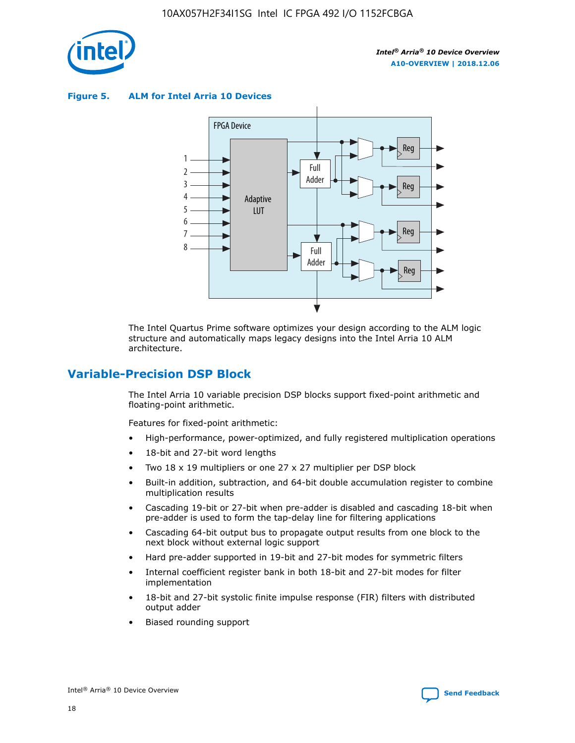**Figure 5. ALM for Intel Arria 10 Devices**

The Intel Quartus Prime software optimizes your design according to the ALM logic structure and automatically maps legacy designs into the Intel Arria 10 ALM architecture.

## Variable-Precision DSP Block

The Intel Arria 10 variable precision DSP blocks support fixed-point arithmetic and floating-point arithmetic.

Features for fixed-point arithmetic:

- High-performance, power-optimized, and fully registered multiplication operations
- 18-bit and 27-bit word lengths
- Two 18 x 19 multipliers or one 27 x 27 multiplier per DSP block
- Built-in addition, subtraction, and 64-bit double accumulation register to combine multiplication results
- Cascading 19-bit or 27-bit when pre-adder is disabled and cascading 18-bit when pre-adder is used to form the tap-delay line for filtering applications
- Cascading 64-bit output bus to propagate output results from one block to the next block without external logic support
- Hard pre-adder supported in 19-bit and 27-bit modes for symmetric filters
- Internal coefficient register bank in both 18-bit and 27-bit modes for filter implementation
- 18-bit and 27-bit systolic finite impulse response (FIR) filters with distributed output adder
- Biased rounding support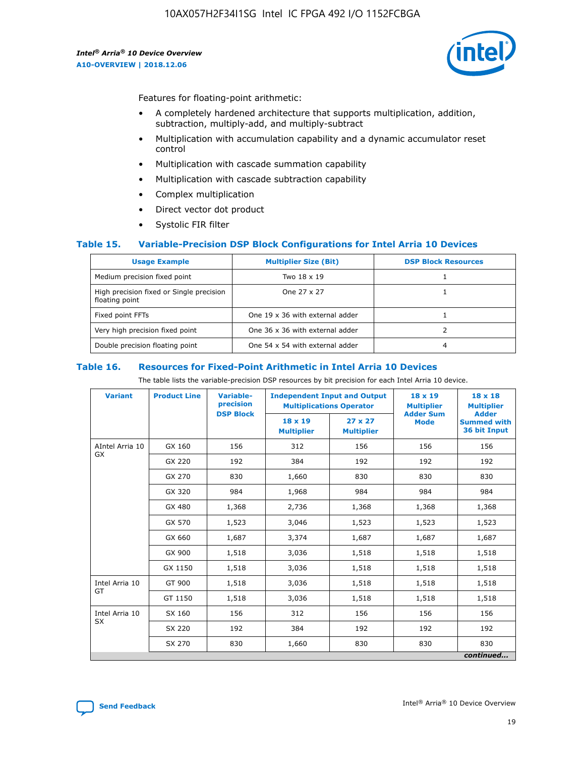Features for floating-point arithmetic:

- A completely hardened architecture that supports multiplication, addition, subtraction, multiply-add, and multiply-subtract
- Multiplication with accumulation capability and a dynamic accumulator reset control
- Multiplication with cascade summation capability
- Multiplication with cascade subtraction capability
- Complex multiplication
- Direct vector dot product
- Systolic FIR filter

### Table 15. Variable-Precision DSP Block Configurations for Intel Arria 10 Devices

| Usage Example | Multiplier Size (Bit) | DSP Block Resources |
|---|---|---|
| Medium precision fixed point | Two 18 x 19 | 1 |
| High precision fixed or Single precision floating point | One 27 x 27 | 1 |
| Fixed point FFTs | One 19 x 36 with external adder | 1 |
| Very high precision fixed point | One 36 x 36 with external adder | 2 |
| Double precision floating point | One 54 x 54 with external adder | 4 |

### Table 16. Resources for Fixed-Point Arithmetic in Intel Arria 10 Devices

The table lists the variable-precision DSP resources by bit precision for each Intel Arria 10 device.

| Variant | Product Line | Variable-precision DSP Block | Independent Input and Output Multiplications Operator | | 18 x 19 Multiplier Adder Sum Mode | 18 x 18 Multiplier Adder Summed with 36 bit Input |
|---|---|---|---|---|---|---|
| | | | 18 x 19 Multiplier | 27 x 27 Multiplier | | |
| AIntel Arria 10 GX | GX 160 | 156 | 312 | 156 | 156 | 156 |
| | GX 220 | 192 | 384 | 192 | 192 | 192 |
| | GX 270 | 830 | 1,660 | 830 | 830 | 830 |
| | GX 320 | 984 | 1,968 | 984 | 984 | 984 |
| | GX 480 | 1,368 | 2,736 | 1,368 | 1,368 | 1,368 |
| | GX 570 | 1,523 | 3,046 | 1,523 | 1,523 | 1,523 |
| | GX 660 | 1,687 | 3,374 | 1,687 | 1,687 | 1,687 |
| | GX 900 | 1,518 | 3,036 | 1,518 | 1,518 | 1,518 |
| | GX 1150 | 1,518 | 3,036 | 1,518 | 1,518 | 1,518 |
| Intel Arria 10 GT | GT 900 | 1,518 | 3,036 | 1,518 | 1,518 | 1,518 |
| | GT 1150 | 1,518 | 3,036 | 1,518 | 1,518 | 1,518 |
| Intel Arria 10 SX | SX 160 | 156 | 312 | 156 | 156 | 156 |
| | SX 220 | 192 | 384 | 192 | 192 | 192 |
| | SX 270 | 830 | 1,660 | 830 | 830 | 830 |

*continued...*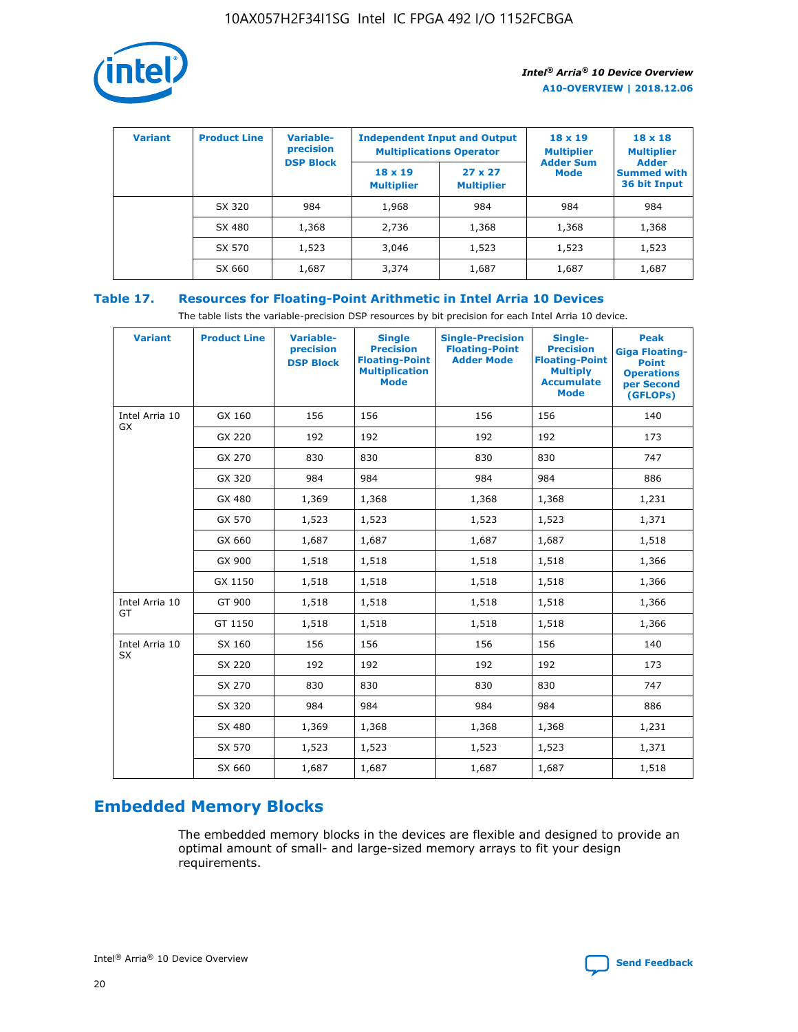| Variant | Product Line | Variable-precision DSP Block | Independent Input and Output Multiplications Operator | | 18 x 19 Multiplier Adder Sum Mode | 18 x 18 Multiplier Adder Summed with 36 bit Input |
|---|---|---|---|---|---|---|
| | | | 18 x 19 Multiplier | 27 x 27 Multiplier | | |
| | SX 320 | 984 | 1,968 | 984 | 984 | 984 |
| | SX 480 | 1,368 | 2,736 | 1,368 | 1,368 | 1,368 |
| | SX 570 | 1,523 | 3,046 | 1,523 | 1,523 | 1,523 |
| | SX 660 | 1,687 | 3,374 | 1,687 | 1,687 | 1,687 |

## Table 17. Resources for Floating-Point Arithmetic in Intel Arria 10 Devices

The table lists the variable-precision DSP resources by bit precision for each Intel Arria 10 device.

| Variant | Product Line | Variable-precision DSP Block | Single Precision Floating-Point Multiplication Mode | Single-Precision Floating-Point Adder Mode | Single-Precision Floating-Point Multiply Accumulate Mode | Peak Giga Floating-Point Operations per Second (GFLOPs) |
|---|---|---|---|---|---|---|
| Intel Arria 10 GX | GX 160 | 156 | 156 | 156 | 156 | 140 |
| | GX 220 | 192 | 192 | 192 | 192 | 173 |
| | GX 270 | 830 | 830 | 830 | 830 | 747 |
| | GX 320 | 984 | 984 | 984 | 984 | 886 |
| | GX 480 | 1,369 | 1,368 | 1,368 | 1,368 | 1,231 |
| | GX 570 | 1,523 | 1,523 | 1,523 | 1,523 | 1,371 |
| | GX 660 | 1,687 | 1,687 | 1,687 | 1,687 | 1,518 |
| | GX 900 | 1,518 | 1,518 | 1,518 | 1,518 | 1,366 |
| | GX 1150 | 1,518 | 1,518 | 1,518 | 1,518 | 1,366 |
| Intel Arria 10 GT | GT 900 | 1,518 | 1,518 | 1,518 | 1,518 | 1,366 |
| | GT 1150 | 1,518 | 1,518 | 1,518 | 1,518 | 1,366 |
| Intel Arria 10 SX | SX 160 | 156 | 156 | 156 | 156 | 140 |
| | SX 220 | 192 | 192 | 192 | 192 | 173 |
| | SX 270 | 830 | 830 | 830 | 830 | 747 |
| | SX 320 | 984 | 984 | 984 | 984 | 886 |
| | SX 480 | 1,369 | 1,368 | 1,368 | 1,368 | 1,231 |
| | SX 570 | 1,523 | 1,523 | 1,523 | 1,523 | 1,371 |
| | SX 660 | 1,687 | 1,687 | 1,687 | 1,687 | 1,518 |

## Embedded Memory Blocks

The embedded memory blocks in the devices are flexible and designed to provide an optimal amount of small- and large-sized memory arrays to fit your design requirements.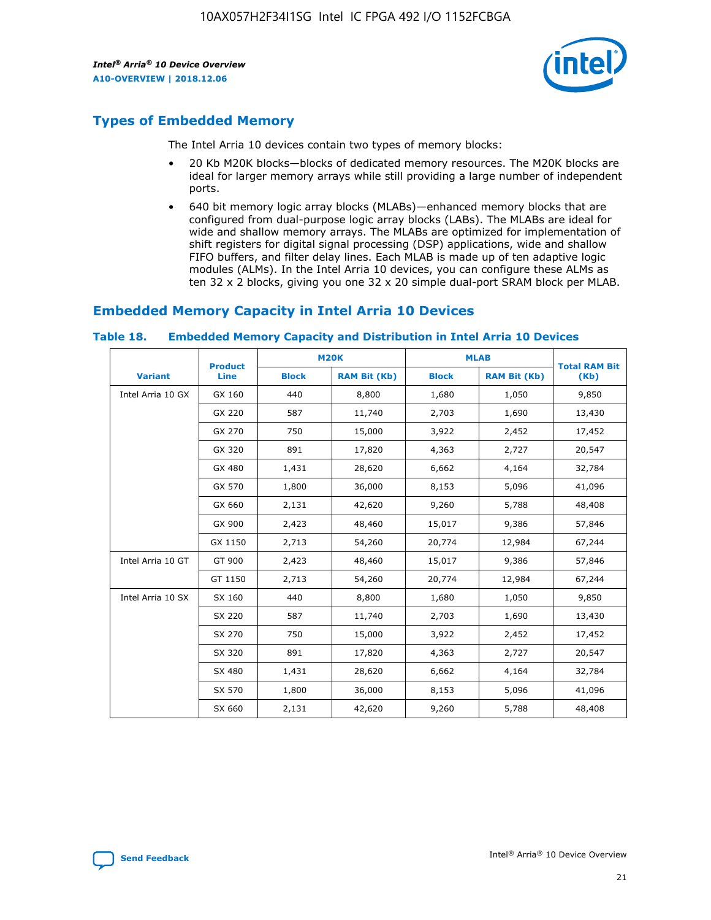## Types of Embedded Memory

The Intel Arria 10 devices contain two types of memory blocks:

- 20 Kb M20K blocks—blocks of dedicated memory resources. The M20K blocks are ideal for larger memory arrays while still providing a large number of independent ports.
- 640 bit memory logic array blocks (MLABs)—enhanced memory blocks that are configured from dual-purpose logic array blocks (LABs). The MLABs are ideal for wide and shallow memory arrays. The MLABs are optimized for implementation of shift registers for digital signal processing (DSP) applications, wide and shallow FIFO buffers, and filter delay lines. Each MLAB is made up of ten adaptive logic modules (ALMs). In the Intel Arria 10 devices, you can configure these ALMs as ten 32 x 2 blocks, giving you one 32 x 20 simple dual-port SRAM block per MLAB.

## Embedded Memory Capacity in Intel Arria 10 Devices

### Table 18. Embedded Memory Capacity and Distribution in Intel Arria 10 Devices

| Variant | Product Line | M20K | | MLAB | | Total RAM Bit (Kb) |
|---|---|---|---|---|---|---|
| | | Block | RAM Bit (Kb) | Block | RAM Bit (Kb) | |
| Intel Arria 10 GX | GX 160 | 440 | 8,800 | 1,680 | 1,050 | 9,850 |
| | GX 220 | 587 | 11,740 | 2,703 | 1,690 | 13,430 |
| | GX 270 | 750 | 15,000 | 3,922 | 2,452 | 17,452 |
| | GX 320 | 891 | 17,820 | 4,363 | 2,727 | 20,547 |
| | GX 480 | 1,431 | 28,620 | 6,662 | 4,164 | 32,784 |
| | GX 570 | 1,800 | 36,000 | 8,153 | 5,096 | 41,096 |
| | GX 660 | 2,131 | 42,620 | 9,260 | 5,788 | 48,408 |
| | GX 900 | 2,423 | 48,460 | 15,017 | 9,386 | 57,846 |
| | GX 1150 | 2,713 | 54,260 | 20,774 | 12,984 | 67,244 |
| Intel Arria 10 GT | GT 900 | 2,423 | 48,460 | 15,017 | 9,386 | 57,846 |
| | GT 1150 | 2,713 | 54,260 | 20,774 | 12,984 | 67,244 |
| Intel Arria 10 SX | SX 160 | 440 | 8,800 | 1,680 | 1,050 | 9,850 |
| | SX 220 | 587 | 11,740 | 2,703 | 1,690 | 13,430 |
| | SX 270 | 750 | 15,000 | 3,922 | 2,452 | 17,452 |
| | SX 320 | 891 | 17,820 | 4,363 | 2,727 | 20,547 |
| | SX 480 | 1,431 | 28,620 | 6,662 | 4,164 | 32,784 |
| | SX 570 | 1,800 | 36,000 | 8,153 | 5,096 | 41,096 |
| | SX 660 | 2,131 | 42,620 | 9,260 | 5,788 | 48,408 |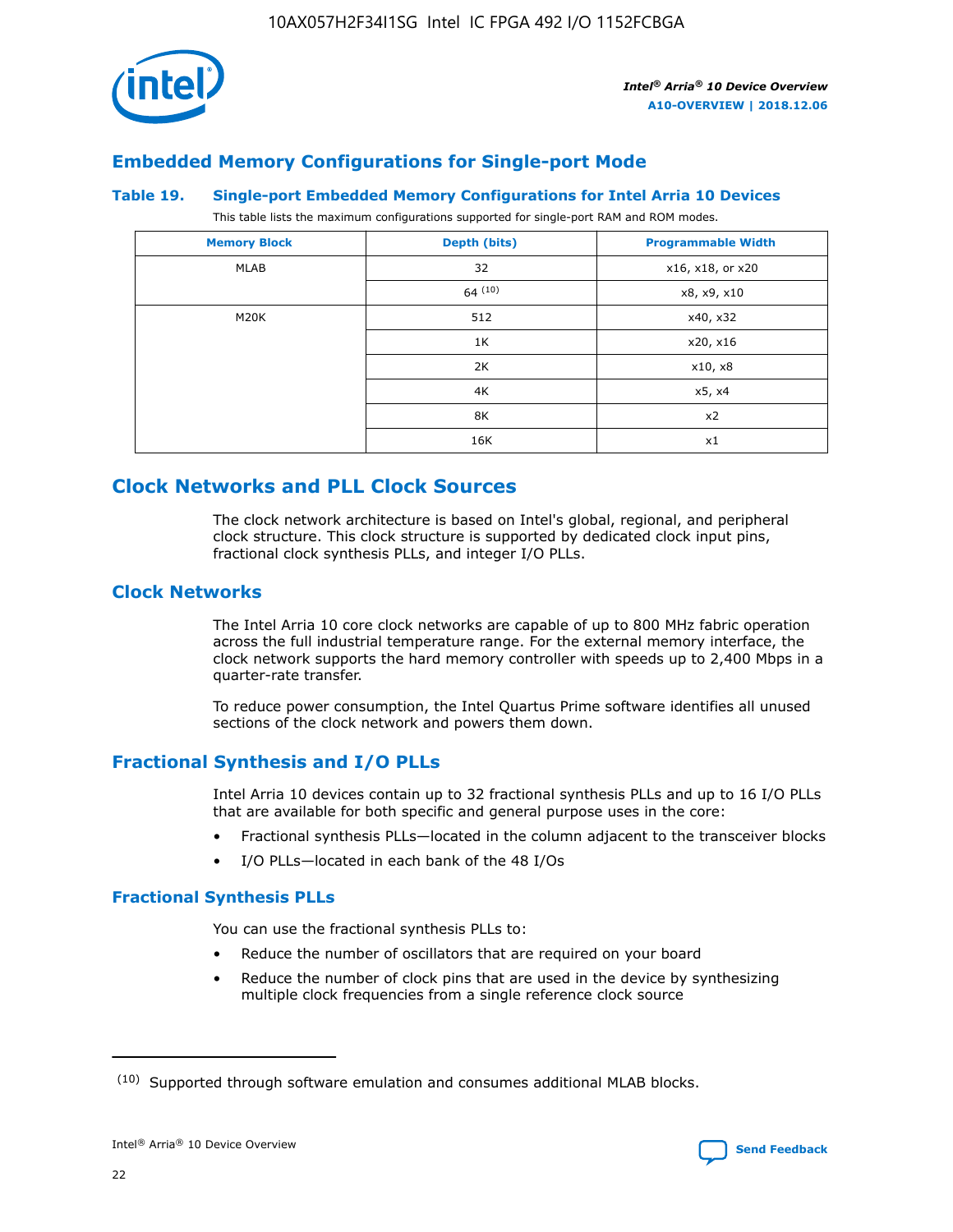## Embedded Memory Configurations for Single-port Mode

### Table 19. Single-port Embedded Memory Configurations for Intel Arria 10 Devices

This table lists the maximum configurations supported for single-port RAM and ROM modes.

| Memory Block | Depth (bits) | Programmable Width |
| --- | --- | --- |
| MLAB | 32 | x16, x18, or x20 |
| | 64 [10] | x8, x9, x10 |
| M20K | 512 | x40, x32 |
| | 1K | x20, x16 |
| | 2K | x10, x8 |
| | 4K | x5, x4 |
| | 8K | x2 |
| | 16K | x1 |

## Clock Networks and PLL Clock Sources

The clock network architecture is based on Intel's global, regional, and peripheral clock structure. This clock structure is supported by dedicated clock input pins, fractional clock synthesis PLLs, and integer I/O PLLs.

### Clock Networks

The Intel Arria 10 core clock networks are capable of up to 800 MHz fabric operation across the full industrial temperature range. For the external memory interface, the clock network supports the hard memory controller with speeds up to 2,400 Mbps in a quarter-rate transfer.

To reduce power consumption, the Intel Quartus Prime software identifies all unused sections of the clock network and powers them down.

### Fractional Synthesis and I/O PLLs

Intel Arria 10 devices contain up to 32 fractional synthesis PLLs and up to 16 I/O PLLs that are available for both specific and general purpose uses in the core:

- Fractional synthesis PLLs—located in the column adjacent to the transceiver blocks
- I/O PLLs—located in each bank of the 48 I/Os

#### Fractional Synthesis PLLs

You can use the fractional synthesis PLLs to:

- Reduce the number of oscillators that are required on your board
- Reduce the number of clock pins that are used in the device by synthesizing multiple clock frequencies from a single reference clock source

[10] Supported through software emulation and consumes additional MLAB blocks.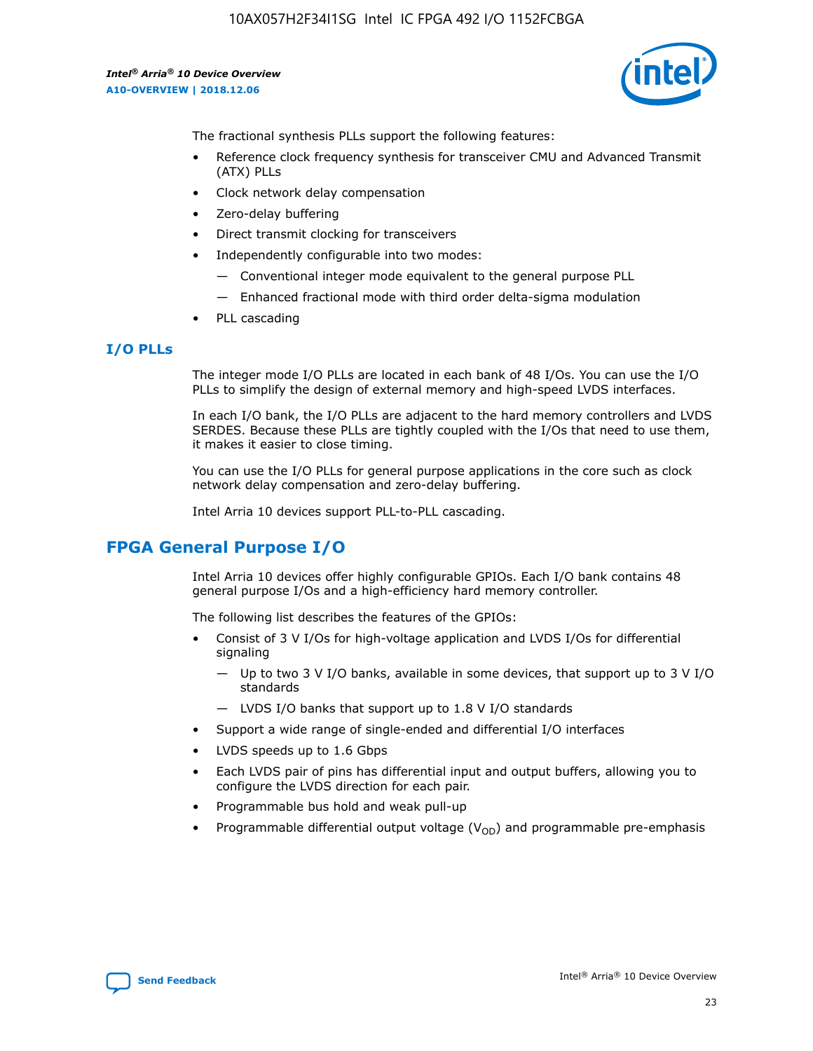The fractional synthesis PLLs support the following features:

- Reference clock frequency synthesis for transceiver CMU and Advanced Transmit (ATX) PLLs
- Clock network delay compensation
- Zero-delay buffering
- Direct transmit clocking for transceivers
- Independently configurable into two modes:
  - — Conventional integer mode equivalent to the general purpose PLL
  - — Enhanced fractional mode with third order delta-sigma modulation
- PLL cascading

### I/O PLLs

The integer mode I/O PLLs are located in each bank of 48 I/Os. You can use the I/O PLLs to simplify the design of external memory and high-speed LVDS interfaces.

In each I/O bank, the I/O PLLs are adjacent to the hard memory controllers and LVDS SERDES. Because these PLLs are tightly coupled with the I/Os that need to use them, it makes it easier to close timing.

You can use the I/O PLLs for general purpose applications in the core such as clock network delay compensation and zero-delay buffering.

Intel Arria 10 devices support PLL-to-PLL cascading.

## FPGA General Purpose I/O

Intel Arria 10 devices offer highly configurable GPIOs. Each I/O bank contains 48 general purpose I/Os and a high-efficiency hard memory controller.

The following list describes the features of the GPIOs:

- Consist of 3 V I/Os for high-voltage application and LVDS I/Os for differential signaling
  - — Up to two 3 V I/O banks, available in some devices, that support up to 3 V I/O standards
  - — LVDS I/O banks that support up to 1.8 V I/O standards
- Support a wide range of single-ended and differential I/O interfaces
- LVDS speeds up to 1.6 Gbps
- Each LVDS pair of pins has differential input and output buffers, allowing you to configure the LVDS direction for each pair.
- Programmable bus hold and weak pull-up
- Programmable differential output voltage ($V_{OD}$) and programmable pre-emphasis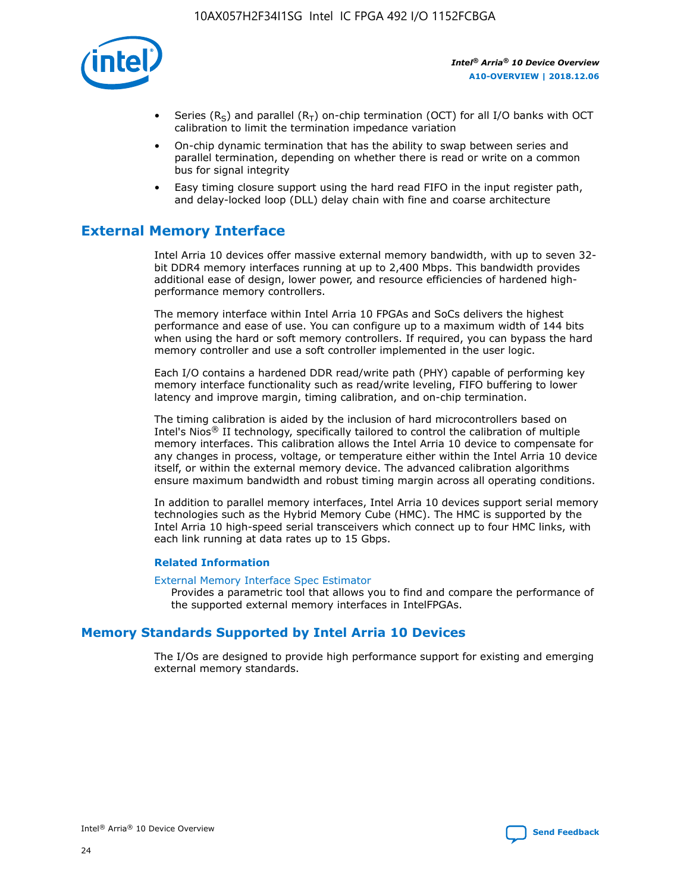- Series ($R_S$) and parallel ($R_T$) on-chip termination (OCT) for all I/O banks with OCT calibration to limit the termination impedance variation
- On-chip dynamic termination that has the ability to swap between series and parallel termination, depending on whether there is read or write on a common bus for signal integrity
- Easy timing closure support using the hard read FIFO in the input register path, and delay-locked loop (DLL) delay chain with fine and coarse architecture

## External Memory Interface

Intel Arria 10 devices offer massive external memory bandwidth, with up to seven 32-bit DDR4 memory interfaces running at up to 2,400 Mbps. This bandwidth provides additional ease of design, lower power, and resource efficiencies of hardened high-performance memory controllers.

The memory interface within Intel Arria 10 FPGAs and SoCs delivers the highest performance and ease of use. You can configure up to a maximum width of 144 bits when using the hard or soft memory controllers. If required, you can bypass the hard memory controller and use a soft controller implemented in the user logic.

Each I/O contains a hardened DDR read/write path (PHY) capable of performing key memory interface functionality such as read/write leveling, FIFO buffering to lower latency and improve margin, timing calibration, and on-chip termination.

The timing calibration is aided by the inclusion of hard microcontrollers based on Intel's Nios® II technology, specifically tailored to control the calibration of multiple memory interfaces. This calibration allows the Intel Arria 10 device to compensate for any changes in process, voltage, or temperature either within the Intel Arria 10 device itself, or within the external memory device. The advanced calibration algorithms ensure maximum bandwidth and robust timing margin across all operating conditions.

In addition to parallel memory interfaces, Intel Arria 10 devices support serial memory technologies such as the Hybrid Memory Cube (HMC). The HMC is supported by the Intel Arria 10 high-speed serial transceivers which connect up to four HMC links, with each link running at data rates up to 15 Gbps.

### Related Information

External Memory Interface Spec Estimator
Provides a parametric tool that allows you to find and compare the performance of the supported external memory interfaces in IntelFPGAs.

## Memory Standards Supported by Intel Arria 10 Devices

The I/Os are designed to provide high performance support for existing and emerging external memory standards.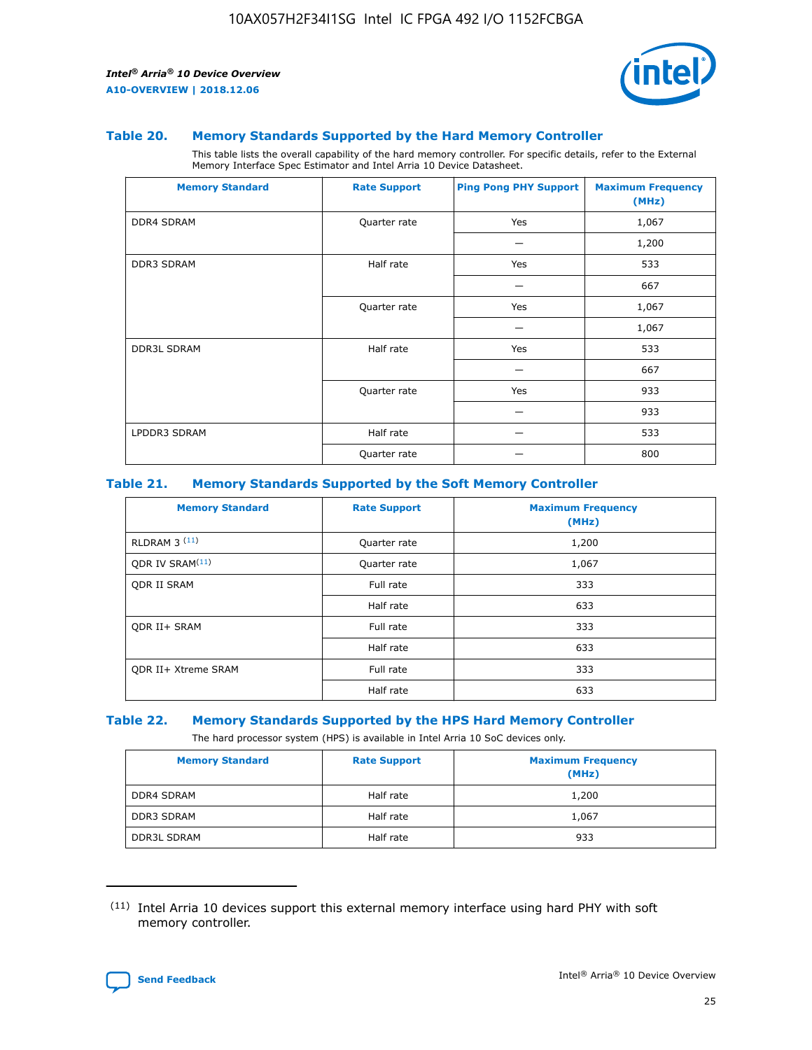### Table 20. Memory Standards Supported by the Hard Memory Controller

This table lists the overall capability of the hard memory controller. For specific details, refer to the External Memory Interface Spec Estimator and Intel Arria 10 Device Datasheet.

| Memory Standard | Rate Support | Ping Pong PHY Support | Maximum Frequency (MHz) |
| --- | --- | --- | --- |
| DDR4 SDRAM | Quarter rate | Yes | 1,067 |
| | | — | 1,200 |
| DDR3 SDRAM | Half rate | Yes | 533 |
| | | — | 667 |
| | Quarter rate | Yes | 1,067 |
| | | — | 1,067 |
| DDR3L SDRAM | Half rate | Yes | 533 |
| | | — | 667 |
| | Quarter rate | Yes | 933 |
| | | — | 933 |
| LPDDR3 SDRAM | Half rate | — | 533 |
| | Quarter rate | — | 800 |

### Table 21. Memory Standards Supported by the Soft Memory Controller

| Memory Standard | Rate Support | Maximum Frequency (MHz) |
| --- | --- | --- |
| RLDRAM 3 (11) | Quarter rate | 1,200 |
| QDR IV SRAM(11) | Quarter rate | 1,067 |
| QDR II SRAM | Full rate | 333 |
| | Half rate | 633 |
| QDR II+ SRAM | Full rate | 333 |
| | Half rate | 633 |
| QDR II+ Xtreme SRAM | Full rate | 333 |
| | Half rate | 633 |

### Table 22. Memory Standards Supported by the HPS Hard Memory Controller

The hard processor system (HPS) is available in Intel Arria 10 SoC devices only.

| Memory Standard | Rate Support | Maximum Frequency (MHz) |
| --- | --- | --- |
| DDR4 SDRAM | Half rate | 1,200 |
| DDR3 SDRAM | Half rate | 1,067 |
| DDR3L SDRAM | Half rate | 933 |

(11) Intel Arria 10 devices support this external memory interface using hard PHY with soft memory controller.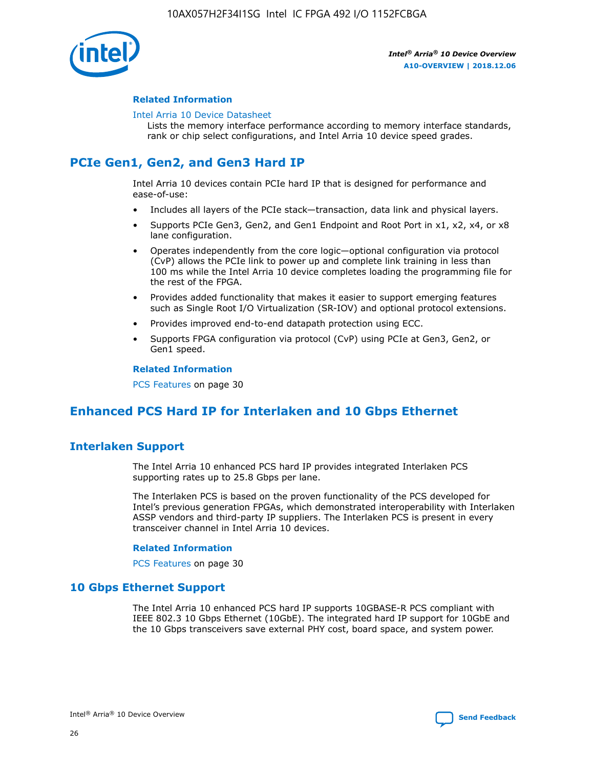### Related Information

Intel Arria 10 Device Datasheet

Lists the memory interface performance according to memory interface standards, rank or chip select configurations, and Intel Arria 10 device speed grades.

## PCIe Gen1, Gen2, and Gen3 Hard IP

Intel Arria 10 devices contain PCIe hard IP that is designed for performance and ease-of-use:

- Includes all layers of the PCIe stack—transaction, data link and physical layers.
- Supports PCIe Gen3, Gen2, and Gen1 Endpoint and Root Port in x1, x2, x4, or x8 lane configuration.
- Operates independently from the core logic—optional configuration via protocol (CvP) allows the PCIe link to power up and complete link training in less than 100 ms while the Intel Arria 10 device completes loading the programming file for the rest of the FPGA.
- Provides added functionality that makes it easier to support emerging features such as Single Root I/O Virtualization (SR-IOV) and optional protocol extensions.
- Provides improved end-to-end datapath protection using ECC.
- Supports FPGA configuration via protocol (CvP) using PCIe at Gen3, Gen2, or Gen1 speed.

### Related Information

PCS Features on page 30

## Enhanced PCS Hard IP for Interlaken and 10 Gbps Ethernet

### Interlaken Support

The Intel Arria 10 enhanced PCS hard IP provides integrated Interlaken PCS supporting rates up to 25.8 Gbps per lane.

The Interlaken PCS is based on the proven functionality of the PCS developed for Intel's previous generation FPGAs, which demonstrated interoperability with Interlaken ASSP vendors and third-party IP suppliers. The Interlaken PCS is present in every transceiver channel in Intel Arria 10 devices.

#### Related Information

PCS Features on page 30

### 10 Gbps Ethernet Support

The Intel Arria 10 enhanced PCS hard IP supports 10GBASE-R PCS compliant with IEEE 802.3 10 Gbps Ethernet (10GbE). The integrated hard IP support for 10GbE and the 10 Gbps transceivers save external PHY cost, board space, and system power.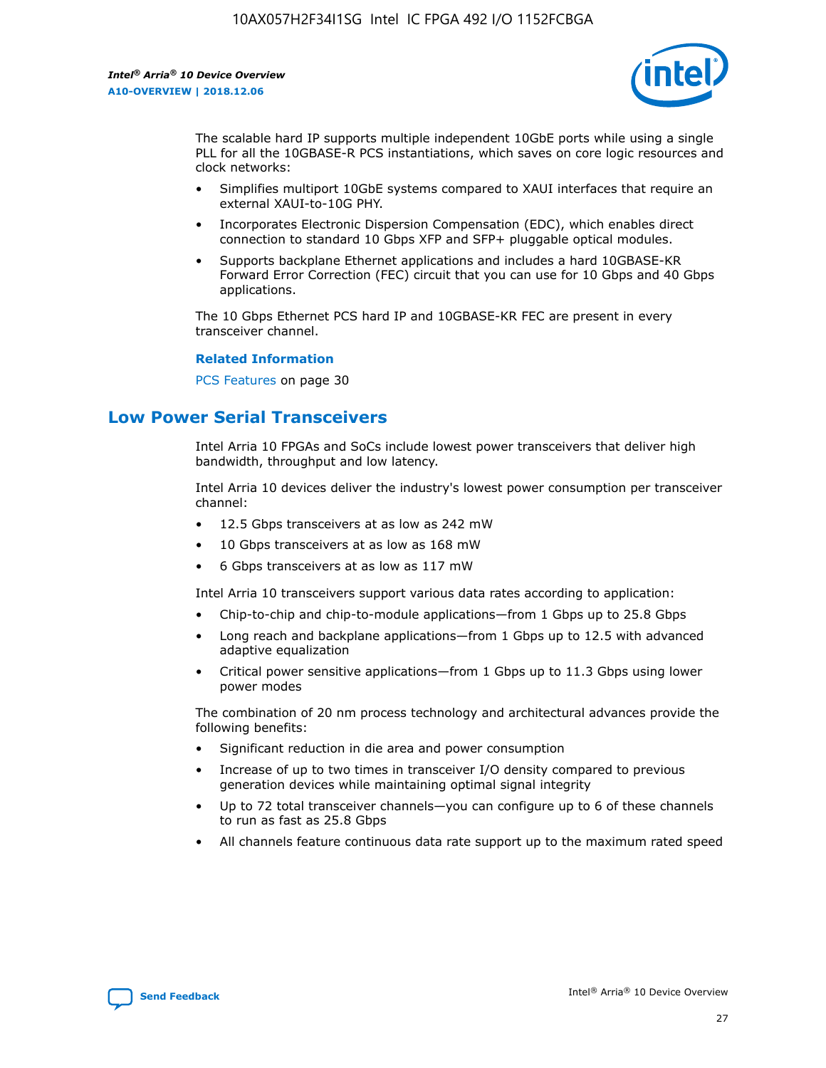The scalable hard IP supports multiple independent 10GbE ports while using a single PLL for all the 10GBASE-R PCS instantiations, which saves on core logic resources and clock networks:

- Simplifies multiport 10GbE systems compared to XAUI interfaces that require an external XAUI-to-10G PHY.
- Incorporates Electronic Dispersion Compensation (EDC), which enables direct connection to standard 10 Gbps XFP and SFP+ pluggable optical modules.
- Supports backplane Ethernet applications and includes a hard 10GBASE-KR Forward Error Correction (FEC) circuit that you can use for 10 Gbps and 40 Gbps applications.

The 10 Gbps Ethernet PCS hard IP and 10GBASE-KR FEC are present in every transceiver channel.

**Related Information**

PCS Features on page 30

## Low Power Serial Transceivers

Intel Arria 10 FPGAs and SoCs include lowest power transceivers that deliver high bandwidth, throughput and low latency.

Intel Arria 10 devices deliver the industry's lowest power consumption per transceiver channel:

- 12.5 Gbps transceivers at as low as 242 mW
- 10 Gbps transceivers at as low as 168 mW
- 6 Gbps transceivers at as low as 117 mW

Intel Arria 10 transceivers support various data rates according to application:

- Chip-to-chip and chip-to-module applications—from 1 Gbps up to 25.8 Gbps
- Long reach and backplane applications—from 1 Gbps up to 12.5 with advanced adaptive equalization
- Critical power sensitive applications—from 1 Gbps up to 11.3 Gbps using lower power modes

The combination of 20 nm process technology and architectural advances provide the following benefits:

- Significant reduction in die area and power consumption
- Increase of up to two times in transceiver I/O density compared to previous generation devices while maintaining optimal signal integrity
- Up to 72 total transceiver channels—you can configure up to 6 of these channels to run as fast as 25.8 Gbps
- All channels feature continuous data rate support up to the maximum rated speed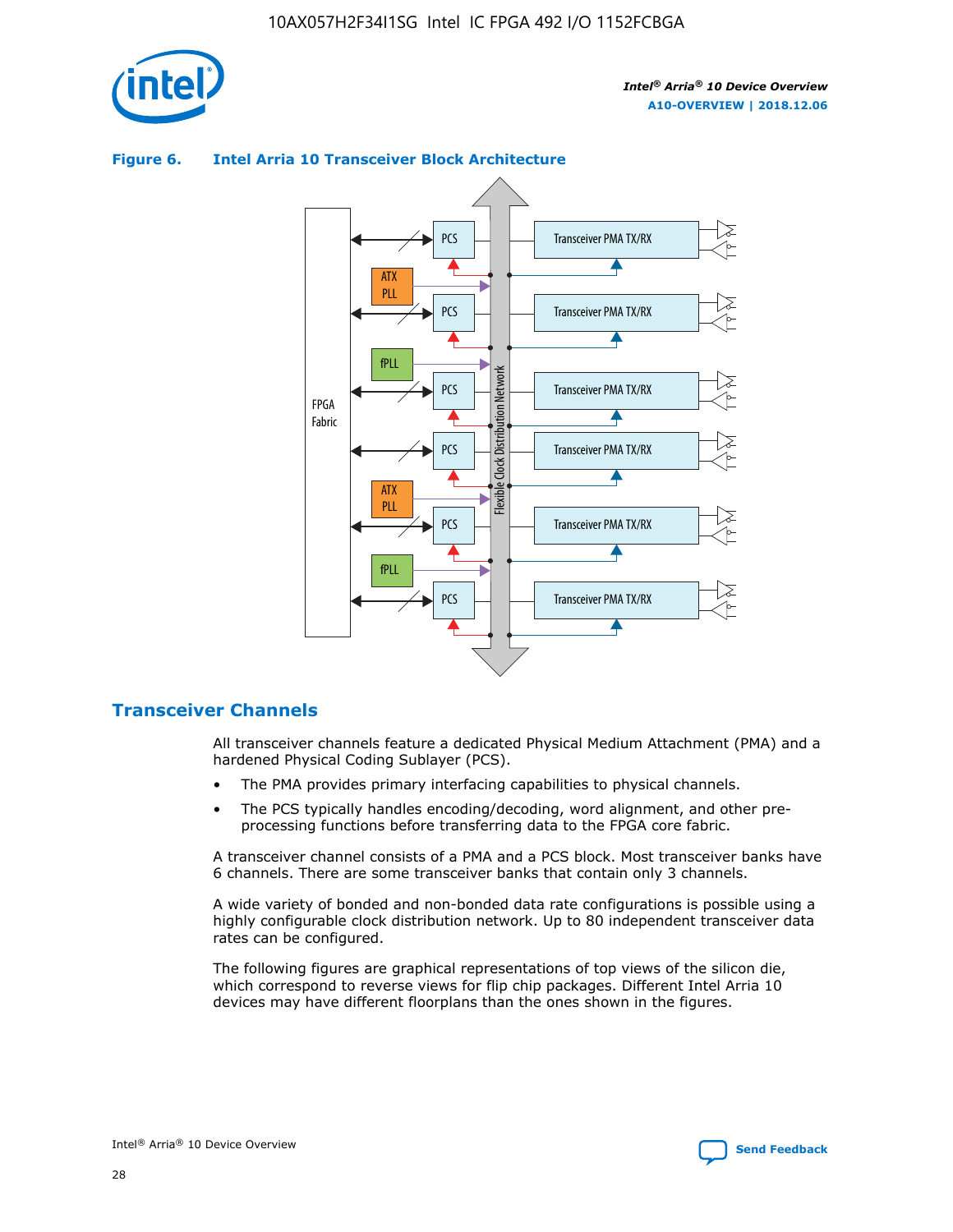**Figure 6. Intel Arria 10 Transceiver Block Architecture**

## Transceiver Channels

All transceiver channels feature a dedicated Physical Medium Attachment (PMA) and a hardened Physical Coding Sublayer (PCS).

- The PMA provides primary interfacing capabilities to physical channels.
- The PCS typically handles encoding/decoding, word alignment, and other pre-processing functions before transferring data to the FPGA core fabric.

A transceiver channel consists of a PMA and a PCS block. Most transceiver banks have 6 channels. There are some transceiver banks that contain only 3 channels.

A wide variety of bonded and non-bonded data rate configurations is possible using a highly configurable clock distribution network. Up to 80 independent transceiver data rates can be configured.

The following figures are graphical representations of top views of the silicon die, which correspond to reverse views for flip chip packages. Different Intel Arria 10 devices may have different floorplans than the ones shown in the figures.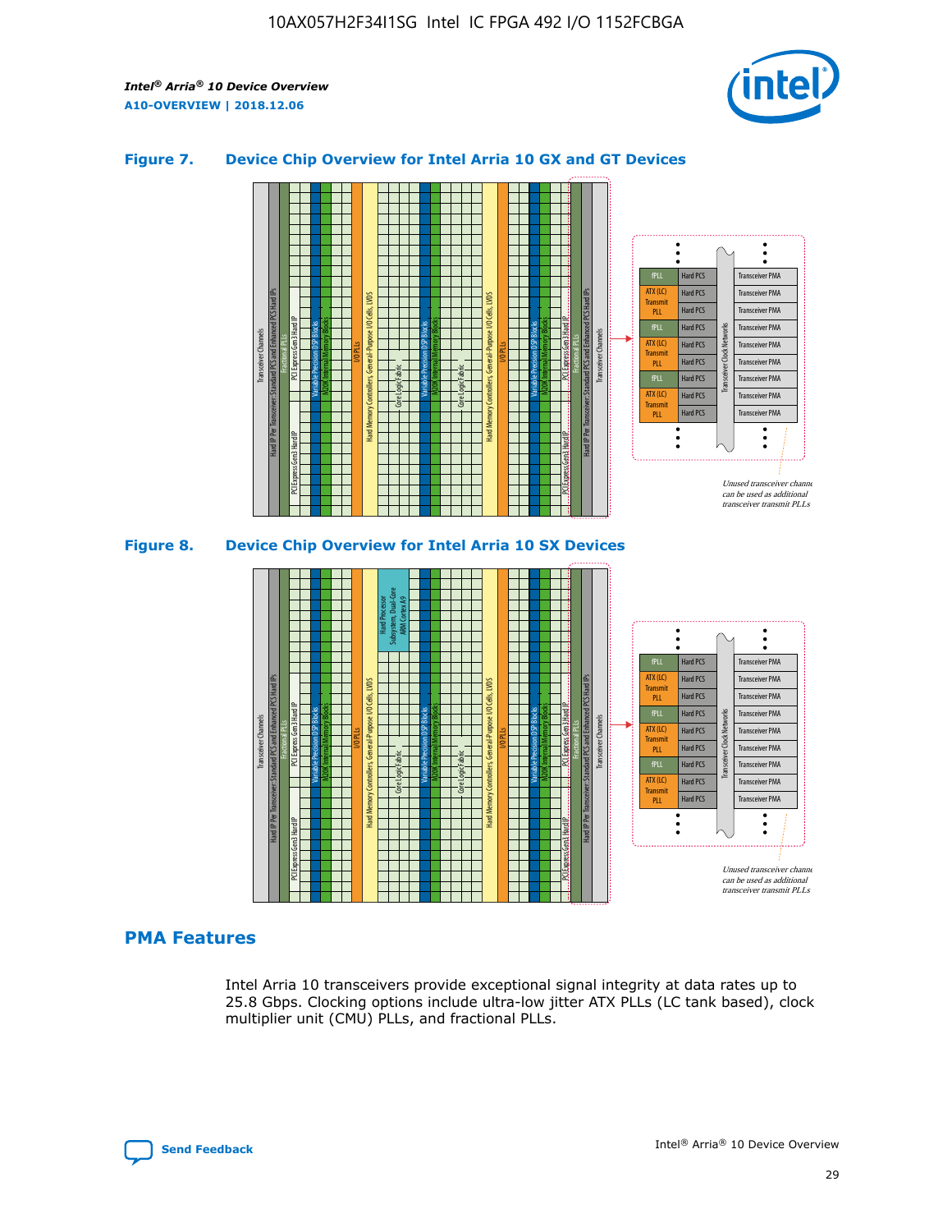### Figure 7. Device Chip Overview for Intel Arria 10 GX and GT Devices

### Figure 8. Device Chip Overview for Intel Arria 10 SX Devices

## PMA Features

Intel Arria 10 transceivers provide exceptional signal integrity at data rates up to 25.8 Gbps. Clocking options include ultra-low jitter ATX PLLs (LC tank based), clock multiplier unit (CMU) PLLs, and fractional PLLs.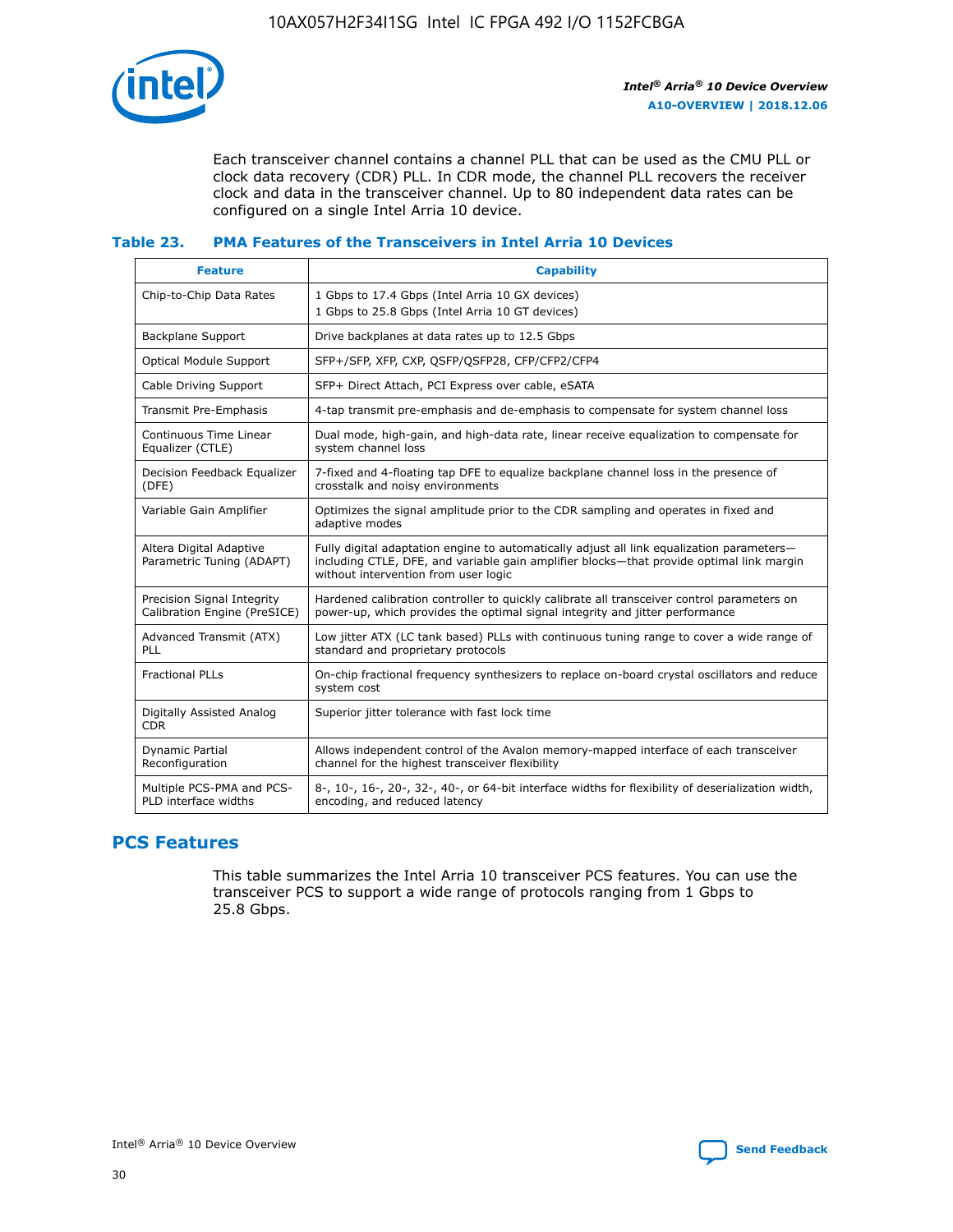Each transceiver channel contains a channel PLL that can be used as the CMU PLL or clock data recovery (CDR) PLL. In CDR mode, the channel PLL recovers the receiver clock and data in the transceiver channel. Up to 80 independent data rates can be configured on a single Intel Arria 10 device.

### Table 23. PMA Features of the Transceivers in Intel Arria 10 Devices

| Feature | Capability |
| --- | --- |
| Chip-to-Chip Data Rates | 1 Gbps to 17.4 Gbps (Intel Arria 10 GX devices)<br>1 Gbps to 25.8 Gbps (Intel Arria 10 GT devices) |
| Backplane Support | Drive backplanes at data rates up to 12.5 Gbps |
| Optical Module Support | SFP+/SFP, XFP, CXP, QSFP/QSFP28, CFP/CFP2/CFP4 |
| Cable Driving Support | SFP+ Direct Attach, PCI Express over cable, eSATA |
| Transmit Pre-Emphasis | 4-tap transmit pre-emphasis and de-emphasis to compensate for system channel loss |
| Continuous Time Linear Equalizer (CTLE) | Dual mode, high-gain, and high-data rate, linear receive equalization to compensate for system channel loss |
| Decision Feedback Equalizer (DFE) | 7-fixed and 4-floating tap DFE to equalize backplane channel loss in the presence of crosstalk and noisy environments |
| Variable Gain Amplifier | Optimizes the signal amplitude prior to the CDR sampling and operates in fixed and adaptive modes |
| Altera Digital Adaptive Parametric Tuning (ADAPT) | Fully digital adaptation engine to automatically adjust all link equalization parameters—including CTLE, DFE, and variable gain amplifier blocks—that provide optimal link margin without intervention from user logic |
| Precision Signal Integrity Calibration Engine (PreSICE) | Hardened calibration controller to quickly calibrate all transceiver control parameters on power-up, which provides the optimal signal integrity and jitter performance |
| Advanced Transmit (ATX) PLL | Low jitter ATX (LC tank based) PLLs with continuous tuning range to cover a wide range of standard and proprietary protocols |
| Fractional PLLs | On-chip fractional frequency synthesizers to replace on-board crystal oscillators and reduce system cost |
| Digitally Assisted Analog CDR | Superior jitter tolerance with fast lock time |
| Dynamic Partial Reconfiguration | Allows independent control of the Avalon memory-mapped interface of each transceiver channel for the highest transceiver flexibility |
| Multiple PCS-PMA and PCS-PLD interface widths | 8-, 10-, 16-, 20-, 32-, 40-, or 64-bit interface widths for flexibility of deserialization width, encoding, and reduced latency |

## PCS Features

This table summarizes the Intel Arria 10 transceiver PCS features. You can use the transceiver PCS to support a wide range of protocols ranging from 1 Gbps to 25.8 Gbps.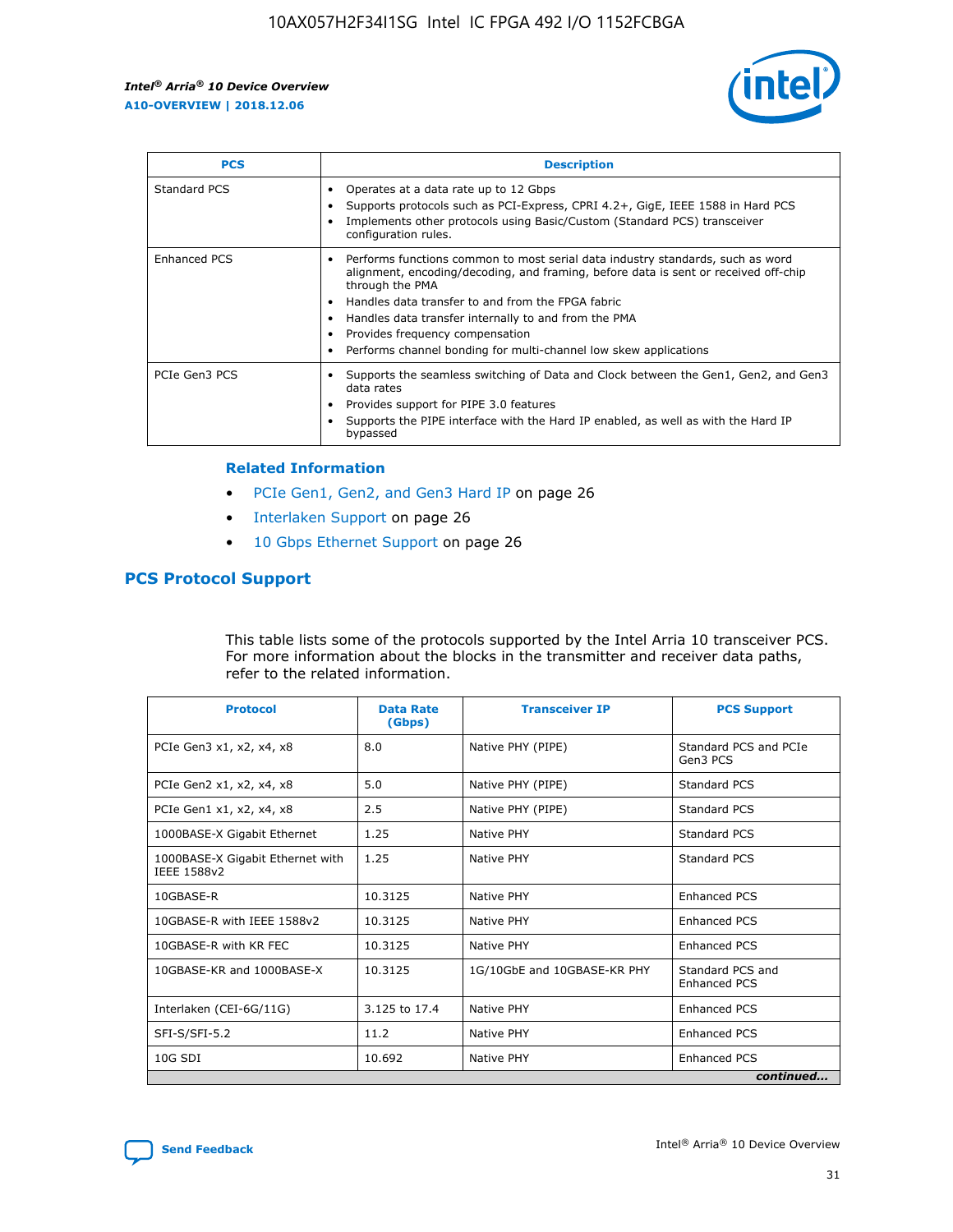| PCS | Description |
| --- | --- |
| Standard PCS | • Operates at a data rate up to 12 Gbps<br>• Supports protocols such as PCI-Express, CPRI 4.2+, GigE, IEEE 1588 in Hard PCS<br>• Implements other protocols using Basic/Custom (Standard PCS) transceiver configuration rules. |
| Enhanced PCS | • Performs functions common to most serial data industry standards, such as word alignment, encoding/decoding, and framing, before data is sent or received off-chip through the PMA<br>• Handles data transfer to and from the FPGA fabric<br>• Handles data transfer internally to and from the PMA<br>• Provides frequency compensation<br>• Performs channel bonding for multi-channel low skew applications |
| PCIe Gen3 PCS | • Supports the seamless switching of Data and Clock between the Gen1, Gen2, and Gen3 data rates<br>• Provides support for PIPE 3.0 features<br>• Supports the PIPE interface with the Hard IP enabled, as well as with the Hard IP bypassed |

### Related Information

- PCIe Gen1, Gen2, and Gen3 Hard IP on page 26
- Interlaken Support on page 26
- 10 Gbps Ethernet Support on page 26

## PCS Protocol Support

This table lists some of the protocols supported by the Intel Arria 10 transceiver PCS. For more information about the blocks in the transmitter and receiver data paths, refer to the related information.

| Protocol | Data Rate (Gbps) | Transceiver IP | PCS Support |
| --- | --- | --- | --- |
| PCIe Gen3 x1, x2, x4, x8 | 8.0 | Native PHY (PIPE) | Standard PCS and PCIe Gen3 PCS |
| PCIe Gen2 x1, x2, x4, x8 | 5.0 | Native PHY (PIPE) | Standard PCS |
| PCIe Gen1 x1, x2, x4, x8 | 2.5 | Native PHY (PIPE) | Standard PCS |
| 1000BASE-X Gigabit Ethernet | 1.25 | Native PHY | Standard PCS |
| 1000BASE-X Gigabit Ethernet with IEEE 1588v2 | 1.25 | Native PHY | Standard PCS |
| 10GBASE-R | 10.3125 | Native PHY | Enhanced PCS |
| 10GBASE-R with IEEE 1588v2 | 10.3125 | Native PHY | Enhanced PCS |
| 10GBASE-R with KR FEC | 10.3125 | Native PHY | Enhanced PCS |
| 10GBASE-KR and 1000BASE-X | 10.3125 | 1G/10GbE and 10GBASE-KR PHY | Standard PCS and Enhanced PCS |
| Interlaken (CEI-6G/11G) | 3.125 to 17.4 | Native PHY | Enhanced PCS |
| SFI-S/SFI-5.2 | 11.2 | Native PHY | Enhanced PCS |
| 10G SDI | 10.692 | Native PHY | Enhanced PCS |

*continued...*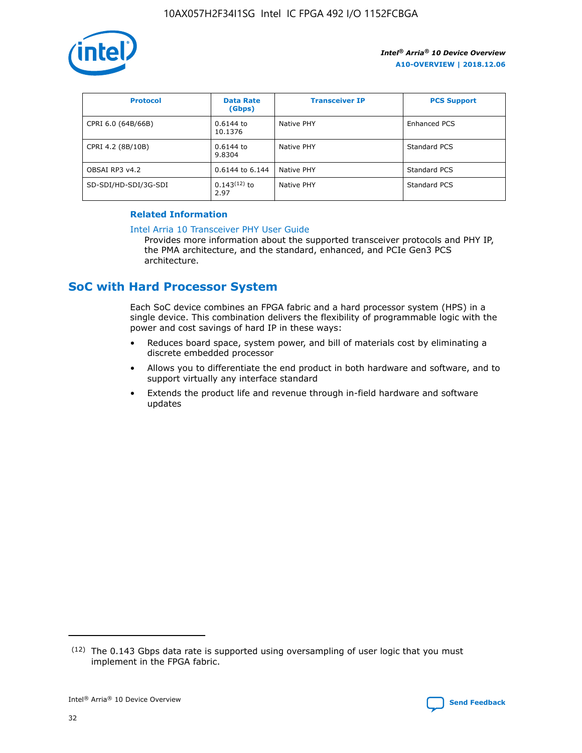| Protocol | Data Rate (Gbps) | Transceiver IP | PCS Support |
| --- | --- | --- | --- |
| CPRI 6.0 (64B/66B) | 0.6144 to 10.1376 | Native PHY | Enhanced PCS |
| CPRI 4.2 (8B/10B) | 0.6144 to 9.8304 | Native PHY | Standard PCS |
| OBSAI RP3 v4.2 | 0.6144 to 6.144 | Native PHY | Standard PCS |
| SD-SDI/HD-SDI/3G-SDI | 0.143[12] to 2.97 | Native PHY | Standard PCS |

**Related Information**

Intel Arria 10 Transceiver PHY User Guide
Provides more information about the supported transceiver protocols and PHY IP, the PMA architecture, and the standard, enhanced, and PCIe Gen3 PCS architecture.

## SoC with Hard Processor System

Each SoC device combines an FPGA fabric and a hard processor system (HPS) in a single device. This combination delivers the flexibility of programmable logic with the power and cost savings of hard IP in these ways:

- Reduces board space, system power, and bill of materials cost by eliminating a discrete embedded processor
- Allows you to differentiate the end product in both hardware and software, and to support virtually any interface standard
- Extends the product life and revenue through in-field hardware and software updates

[12] The 0.143 Gbps data rate is supported using oversampling of user logic that you must implement in the FPGA fabric.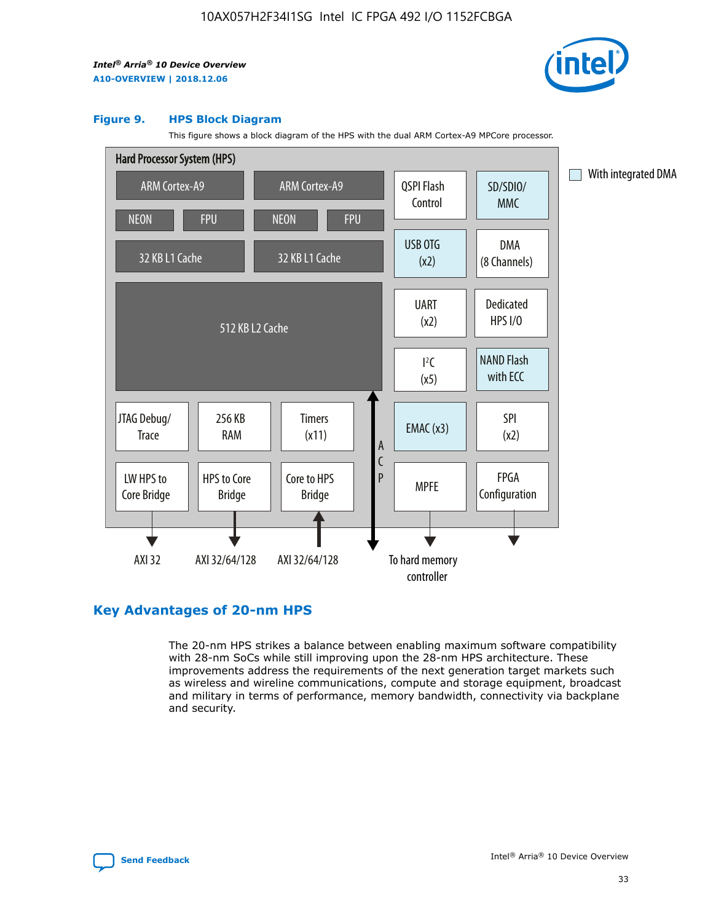**Figure 9. HPS Block Diagram**

This figure shows a block diagram of the HPS with the dual ARM Cortex-A9 MPCore processor.

Hard Processor System (HPS)

ARM Cortex-A9 | ARM Cortex-A9 | QSPI Flash Control | SD/SDIO/MMC

NEON | FPU | NEON | FPU | USB OTG (x2) | DMA (8 Channels)

32 KB L1 Cache | 32 KB L1 Cache

512 KB L2 Cache | UART (x2) | Dedicated HPS I/O | I²C (x5) | NAND Flash with ECC

JTAG Debug/Trace | 256 KB RAM | Timers (x11) | ACP | EMAC (x3) | SPI (x2)

LW HPS to Core Bridge | HPS to Core Bridge | Core to HPS Bridge | MPFE | FPGA Configuration

AXI 32 | AXI 32/64/128 | AXI 32/64/128 | To hard memory controller

With integrated DMA

## Key Advantages of 20-nm HPS

The 20-nm HPS strikes a balance between enabling maximum software compatibility with 28-nm SoCs while still improving upon the 28-nm HPS architecture. These improvements address the requirements of the next generation target markets such as wireless and wireline communications, compute and storage equipment, broadcast and military in terms of performance, memory bandwidth, connectivity via backplane and security.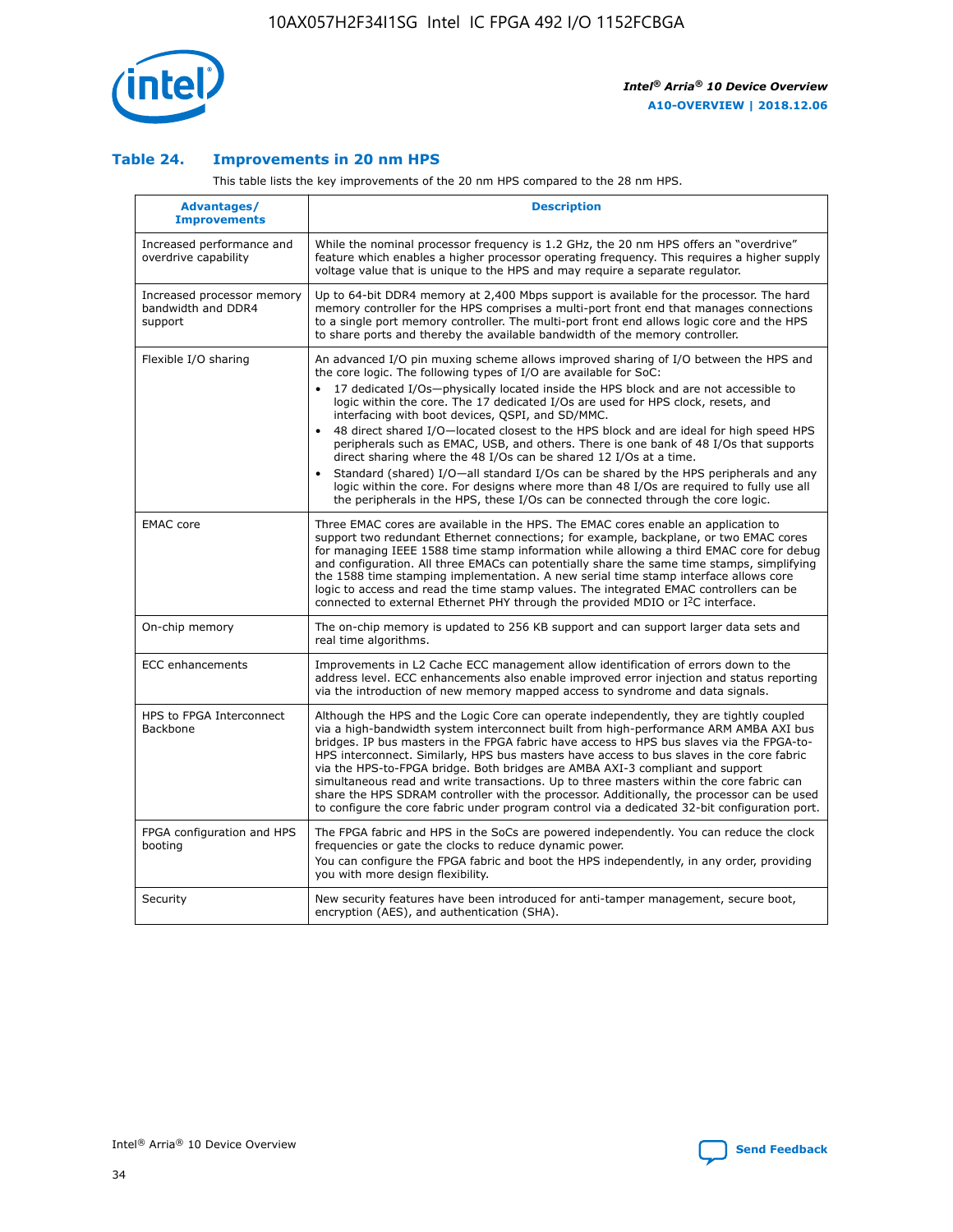### Table 24. Improvements in 20 nm HPS

This table lists the key improvements of the 20 nm HPS compared to the 28 nm HPS.

| Advantages/ Improvements | Description |
|---|---|
| Increased performance and overdrive capability | While the nominal processor frequency is 1.2 GHz, the 20 nm HPS offers an "overdrive" feature which enables a higher processor operating frequency. This requires a higher supply voltage value that is unique to the HPS and may require a separate regulator. |
| Increased processor memory bandwidth and DDR4 support | Up to 64-bit DDR4 memory at 2,400 Mbps support is available for the processor. The hard memory controller for the HPS comprises a multi-port front end that manages connections to a single port memory controller. The multi-port front end allows logic core and the HPS to share ports and thereby the available bandwidth of the memory controller. |
| Flexible I/O sharing | An advanced I/O pin muxing scheme allows improved sharing of I/O between the HPS and the core logic. The following types of I/O are available for SoC:<br>• 17 dedicated I/Os—physically located inside the HPS block and are not accessible to logic within the core. The 17 dedicated I/Os are used for HPS clock, resets, and interfacing with boot devices, QSPI, and SD/MMC.<br>• 48 direct shared I/O—located closest to the HPS block and are ideal for high speed HPS peripherals such as EMAC, USB, and others. There is one bank of 48 I/Os that supports direct sharing where the 48 I/Os can be shared 12 I/Os at a time.<br>• Standard (shared) I/O—all standard I/Os can be shared by the HPS peripherals and any logic within the core. For designs where more than 48 I/Os are required to fully use all the peripherals in the HPS, these I/Os can be connected through the core logic. |
| EMAC core | Three EMAC cores are available in the HPS. The EMAC cores enable an application to support two redundant Ethernet connections; for example, backplane, or two EMAC cores for managing IEEE 1588 time stamp information while allowing a third EMAC core for debug and configuration. All three EMACs can potentially share the same time stamps, simplifying the 1588 time stamping implementation. A new serial time stamp interface allows core logic to access and read the time stamp values. The integrated EMAC controllers can be connected to external Ethernet PHY through the provided MDIO or I²C interface. |
| On-chip memory | The on-chip memory is updated to 256 KB support and can support larger data sets and real time algorithms. |
| ECC enhancements | Improvements in L2 Cache ECC management allow identification of errors down to the address level. ECC enhancements also enable improved error injection and status reporting via the introduction of new memory mapped access to syndrome and data signals. |
| HPS to FPGA Interconnect Backbone | Although the HPS and the Logic Core can operate independently, they are tightly coupled via a high-bandwidth system interconnect built from high-performance ARM AMBA AXI bus bridges. IP bus masters in the FPGA fabric have access to HPS bus slaves via the FPGA-to-HPS interconnect. Similarly, HPS bus masters have access to bus slaves in the core fabric via the HPS-to-FPGA bridge. Both bridges are AMBA AXI-3 compliant and support simultaneous read and write transactions. Up to three masters within the core fabric can share the HPS SDRAM controller with the processor. Additionally, the processor can be used to configure the core fabric under program control via a dedicated 32-bit configuration port. |
| FPGA configuration and HPS booting | The FPGA fabric and HPS in the SoCs are powered independently. You can reduce the clock frequencies or gate the clocks to reduce dynamic power.<br>You can configure the FPGA fabric and boot the HPS independently, in any order, providing you with more design flexibility. |
| Security | New security features have been introduced for anti-tamper management, secure boot, encryption (AES), and authentication (SHA). |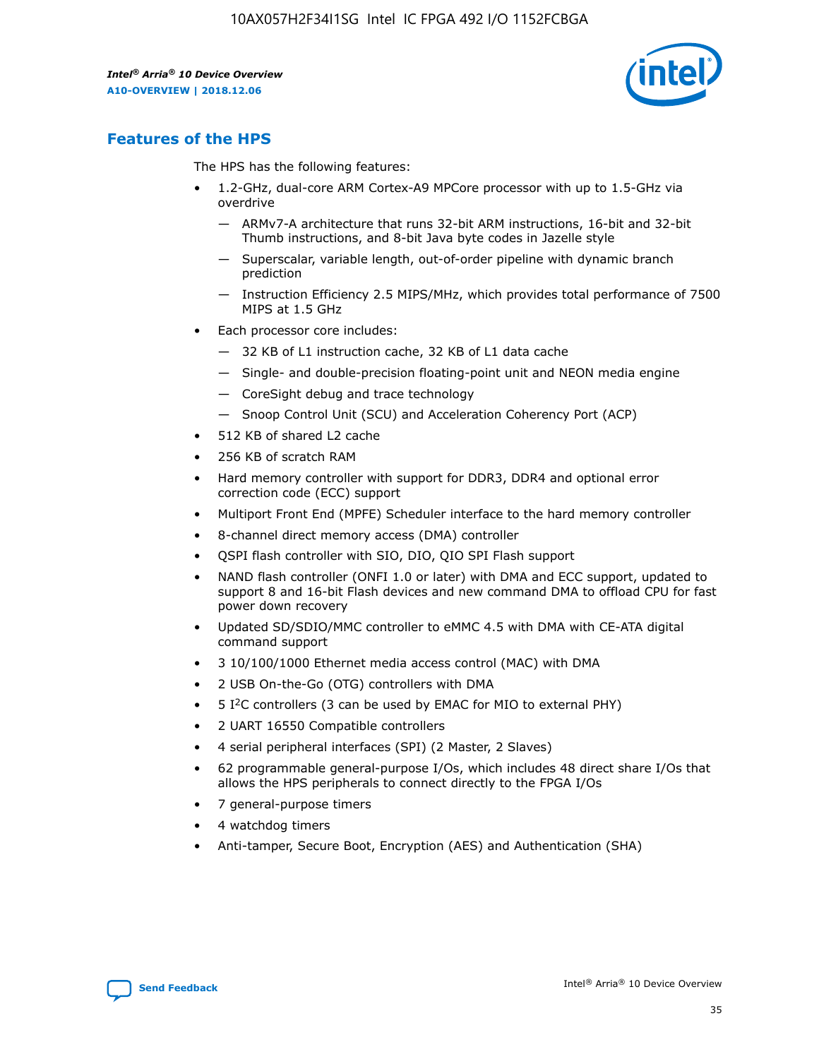## Features of the HPS

The HPS has the following features:

- 1.2-GHz, dual-core ARM Cortex-A9 MPCore processor with up to 1.5-GHz via overdrive
  - — ARMv7-A architecture that runs 32-bit ARM instructions, 16-bit and 32-bit Thumb instructions, and 8-bit Java byte codes in Jazelle style
  - — Superscalar, variable length, out-of-order pipeline with dynamic branch prediction
  - — Instruction Efficiency 2.5 MIPS/MHz, which provides total performance of 7500 MIPS at 1.5 GHz
- Each processor core includes:
  - — 32 KB of L1 instruction cache, 32 KB of L1 data cache
  - — Single- and double-precision floating-point unit and NEON media engine
  - — CoreSight debug and trace technology
  - — Snoop Control Unit (SCU) and Acceleration Coherency Port (ACP)
- 512 KB of shared L2 cache
- 256 KB of scratch RAM
- Hard memory controller with support for DDR3, DDR4 and optional error correction code (ECC) support
- Multiport Front End (MPFE) Scheduler interface to the hard memory controller
- 8-channel direct memory access (DMA) controller
- QSPI flash controller with SIO, DIO, QIO SPI Flash support
- NAND flash controller (ONFI 1.0 or later) with DMA and ECC support, updated to support 8 and 16-bit Flash devices and new command DMA to offload CPU for fast power down recovery
- Updated SD/SDIO/MMC controller to eMMC 4.5 with DMA with CE-ATA digital command support
- 3 10/100/1000 Ethernet media access control (MAC) with DMA
- 2 USB On-the-Go (OTG) controllers with DMA
- 5 I$^2$C controllers (3 can be used by EMAC for MIO to external PHY)
- 2 UART 16550 Compatible controllers
- 4 serial peripheral interfaces (SPI) (2 Master, 2 Slaves)
- 62 programmable general-purpose I/Os, which includes 48 direct share I/Os that allows the HPS peripherals to connect directly to the FPGA I/Os
- 7 general-purpose timers
- 4 watchdog timers
- Anti-tamper, Secure Boot, Encryption (AES) and Authentication (SHA)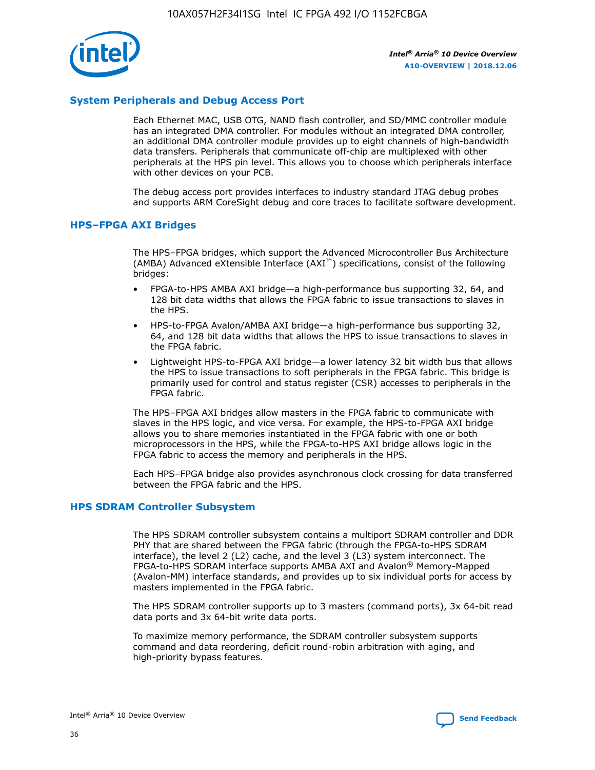## System Peripherals and Debug Access Port

Each Ethernet MAC, USB OTG, NAND flash controller, and SD/MMC controller module has an integrated DMA controller. For modules without an integrated DMA controller, an additional DMA controller module provides up to eight channels of high-bandwidth data transfers. Peripherals that communicate off-chip are multiplexed with other peripherals at the HPS pin level. This allows you to choose which peripherals interface with other devices on your PCB.

The debug access port provides interfaces to industry standard JTAG debug probes and supports ARM CoreSight debug and core traces to facilitate software development.

## HPS–FPGA AXI Bridges

The HPS–FPGA bridges, which support the Advanced Microcontroller Bus Architecture (AMBA) Advanced eXtensible Interface (AXI™) specifications, consist of the following bridges:

- FPGA-to-HPS AMBA AXI bridge—a high-performance bus supporting 32, 64, and 128 bit data widths that allows the FPGA fabric to issue transactions to slaves in the HPS.
- HPS-to-FPGA Avalon/AMBA AXI bridge—a high-performance bus supporting 32, 64, and 128 bit data widths that allows the HPS to issue transactions to slaves in the FPGA fabric.
- Lightweight HPS-to-FPGA AXI bridge—a lower latency 32 bit width bus that allows the HPS to issue transactions to soft peripherals in the FPGA fabric. This bridge is primarily used for control and status register (CSR) accesses to peripherals in the FPGA fabric.

The HPS–FPGA AXI bridges allow masters in the FPGA fabric to communicate with slaves in the HPS logic, and vice versa. For example, the HPS-to-FPGA AXI bridge allows you to share memories instantiated in the FPGA fabric with one or both microprocessors in the HPS, while the FPGA-to-HPS AXI bridge allows logic in the FPGA fabric to access the memory and peripherals in the HPS.

Each HPS–FPGA bridge also provides asynchronous clock crossing for data transferred between the FPGA fabric and the HPS.

## HPS SDRAM Controller Subsystem

The HPS SDRAM controller subsystem contains a multiport SDRAM controller and DDR PHY that are shared between the FPGA fabric (through the FPGA-to-HPS SDRAM interface), the level 2 (L2) cache, and the level 3 (L3) system interconnect. The FPGA-to-HPS SDRAM interface supports AMBA AXI and Avalon® Memory-Mapped (Avalon-MM) interface standards, and provides up to six individual ports for access by masters implemented in the FPGA fabric.

The HPS SDRAM controller supports up to 3 masters (command ports), 3x 64-bit read data ports and 3x 64-bit write data ports.

To maximize memory performance, the SDRAM controller subsystem supports command and data reordering, deficit round-robin arbitration with aging, and high-priority bypass features.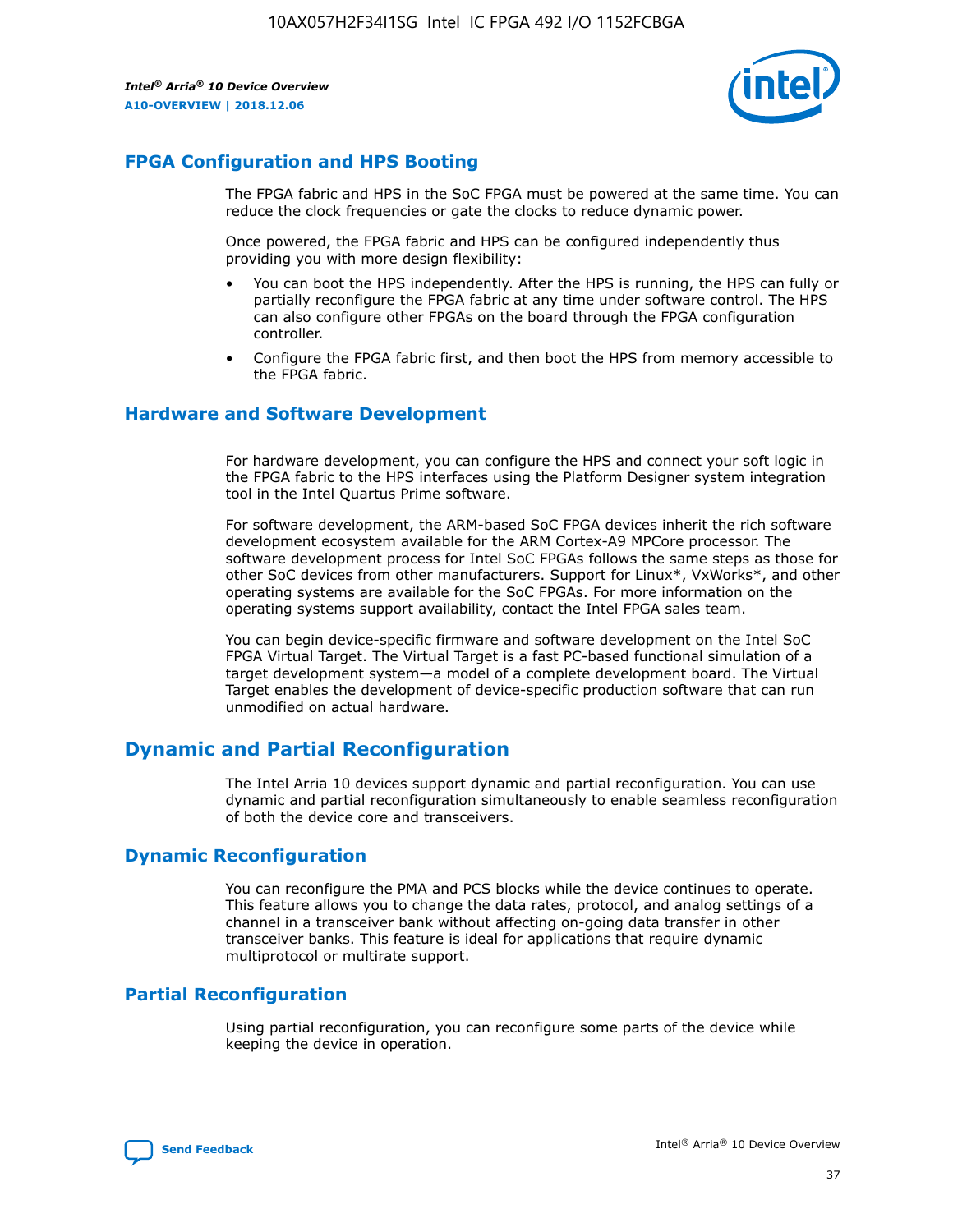## FPGA Configuration and HPS Booting

The FPGA fabric and HPS in the SoC FPGA must be powered at the same time. You can reduce the clock frequencies or gate the clocks to reduce dynamic power.

Once powered, the FPGA fabric and HPS can be configured independently thus providing you with more design flexibility:

- You can boot the HPS independently. After the HPS is running, the HPS can fully or partially reconfigure the FPGA fabric at any time under software control. The HPS can also configure other FPGAs on the board through the FPGA configuration controller.
- Configure the FPGA fabric first, and then boot the HPS from memory accessible to the FPGA fabric.

## Hardware and Software Development

For hardware development, you can configure the HPS and connect your soft logic in the FPGA fabric to the HPS interfaces using the Platform Designer system integration tool in the Intel Quartus Prime software.

For software development, the ARM-based SoC FPGA devices inherit the rich software development ecosystem available for the ARM Cortex-A9 MPCore processor. The software development process for Intel SoC FPGAs follows the same steps as those for other SoC devices from other manufacturers. Support for Linux*, VxWorks*, and other operating systems are available for the SoC FPGAs. For more information on the operating systems support availability, contact the Intel FPGA sales team.

You can begin device-specific firmware and software development on the Intel SoC FPGA Virtual Target. The Virtual Target is a fast PC-based functional simulation of a target development system—a model of a complete development board. The Virtual Target enables the development of device-specific production software that can run unmodified on actual hardware.

# Dynamic and Partial Reconfiguration

The Intel Arria 10 devices support dynamic and partial reconfiguration. You can use dynamic and partial reconfiguration simultaneously to enable seamless reconfiguration of both the device core and transceivers.

## Dynamic Reconfiguration

You can reconfigure the PMA and PCS blocks while the device continues to operate. This feature allows you to change the data rates, protocol, and analog settings of a channel in a transceiver bank without affecting on-going data transfer in other transceiver banks. This feature is ideal for applications that require dynamic multiprotocol or multirate support.

## Partial Reconfiguration

Using partial reconfiguration, you can reconfigure some parts of the device while keeping the device in operation.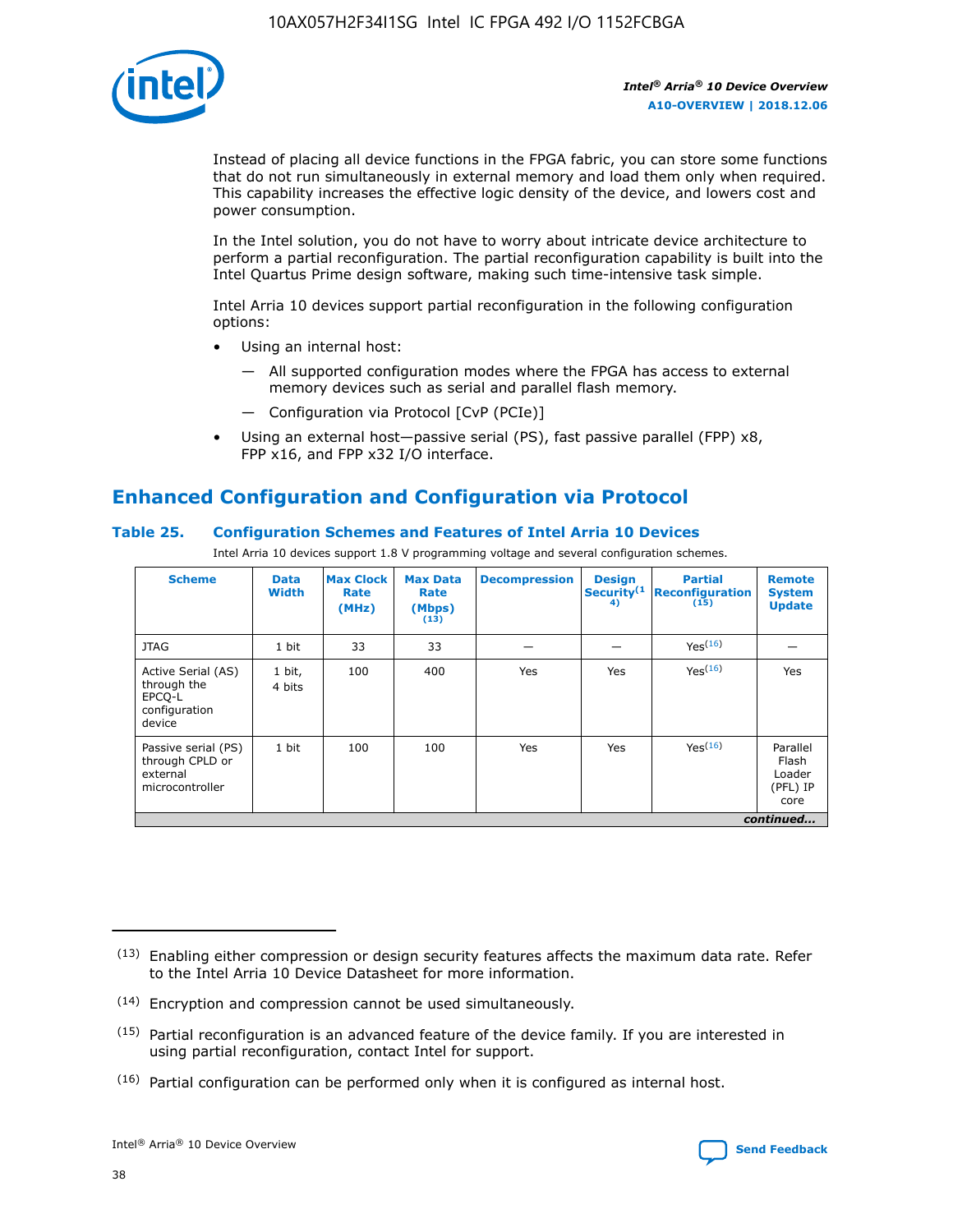Instead of placing all device functions in the FPGA fabric, you can store some functions that do not run simultaneously in external memory and load them only when required. This capability increases the effective logic density of the device, and lowers cost and power consumption.

In the Intel solution, you do not have to worry about intricate device architecture to perform a partial reconfiguration. The partial reconfiguration capability is built into the Intel Quartus Prime design software, making such time-intensive task simple.

Intel Arria 10 devices support partial reconfiguration in the following configuration options:

- Using an internal host:
  - — All supported configuration modes where the FPGA has access to external memory devices such as serial and parallel flash memory.
  - — Configuration via Protocol [CvP (PCIe)]
- Using an external host—passive serial (PS), fast passive parallel (FPP) x8, FPP x16, and FPP x32 I/O interface.

## Enhanced Configuration and Configuration via Protocol

### Table 25. Configuration Schemes and Features of Intel Arria 10 Devices

Intel Arria 10 devices support 1.8 V programming voltage and several configuration schemes.

| Scheme | Data Width | Max Clock Rate (MHz) | Max Data Rate (Mbps) (13) | Decompression | Design Security(14) | Partial Reconfiguration (15) | Remote System Update |
|---|---|---|---|---|---|---|---|
| JTAG | 1 bit | 33 | 33 | — | — | Yes(16) | — |
| Active Serial (AS) through the EPCQ-L configuration device | 1 bit, 4 bits | 100 | 400 | Yes | Yes | Yes(16) | Yes |
| Passive serial (PS) through CPLD or external microcontroller | 1 bit | 100 | 100 | Yes | Yes | Yes(16) | Parallel Flash Loader (PFL) IP core |

*continued...*

(13) Enabling either compression or design security features affects the maximum data rate. Refer to the Intel Arria 10 Device Datasheet for more information.

(14) Encryption and compression cannot be used simultaneously.

(15) Partial reconfiguration is an advanced feature of the device family. If you are interested in using partial reconfiguration, contact Intel for support.

(16) Partial configuration can be performed only when it is configured as internal host.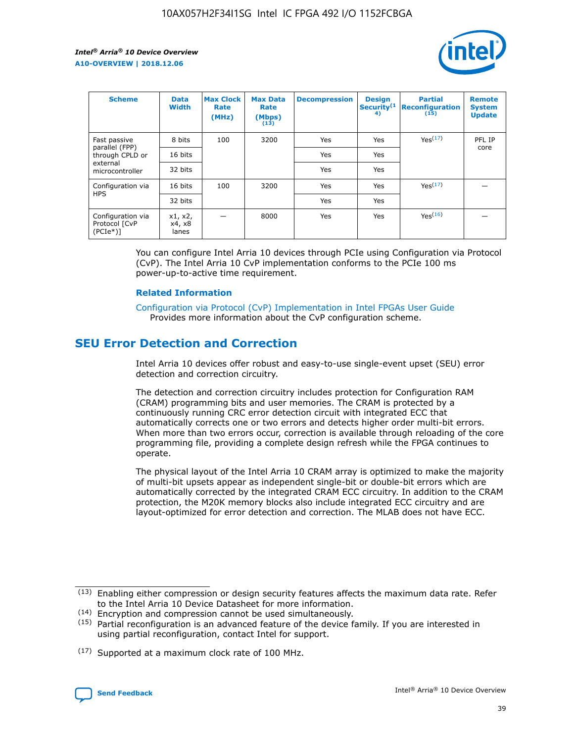| Scheme | Data Width | Max Clock Rate (MHz) | Max Data Rate (Mbps) (13) | Decompression | Design Security(14) | Partial Reconfiguration (15) | Remote System Update |
| --- | --- | --- | --- | --- | --- | --- | --- |
| Fast passive parallel (FPP) through CPLD or external microcontroller | 8 bits | 100 | 3200 | Yes | Yes | Yes(17) | PFL IP core |
| | 16 bits | | | Yes | Yes | | |
| | 32 bits | | | Yes | Yes | | |
| Configuration via HPS | 16 bits | 100 | 3200 | Yes | Yes | Yes(17) | — |
| | 32 bits | | | Yes | Yes | | |
| Configuration via Protocol [CvP (PCIe*)] | x1, x2, x4, x8 lanes | — | 8000 | Yes | Yes | Yes(16) | — |

You can configure Intel Arria 10 devices through PCIe using Configuration via Protocol (CvP). The Intel Arria 10 CvP implementation conforms to the PCIe 100 ms power-up-to-active time requirement.

### Related Information

Configuration via Protocol (CvP) Implementation in Intel FPGAs User Guide
Provides more information about the CvP configuration scheme.

## SEU Error Detection and Correction

Intel Arria 10 devices offer robust and easy-to-use single-event upset (SEU) error detection and correction circuitry.

The detection and correction circuitry includes protection for Configuration RAM (CRAM) programming bits and user memories. The CRAM is protected by a continuously running CRC error detection circuit with integrated ECC that automatically corrects one or two errors and detects higher order multi-bit errors. When more than two errors occur, correction is available through reloading of the core programming file, providing a complete design refresh while the FPGA continues to operate.

The physical layout of the Intel Arria 10 CRAM array is optimized to make the majority of multi-bit upsets appear as independent single-bit or double-bit errors which are automatically corrected by the integrated CRAM ECC circuitry. In addition to the CRAM protection, the M20K memory blocks also include integrated ECC circuitry and are layout-optimized for error detection and correction. The MLAB does not have ECC.

(13) Enabling either compression or design security features affects the maximum data rate. Refer to the Intel Arria 10 Device Datasheet for more information.

(14) Encryption and compression cannot be used simultaneously.

(15) Partial reconfiguration is an advanced feature of the device family. If you are interested in using partial reconfiguration, contact Intel for support.

(17) Supported at a maximum clock rate of 100 MHz.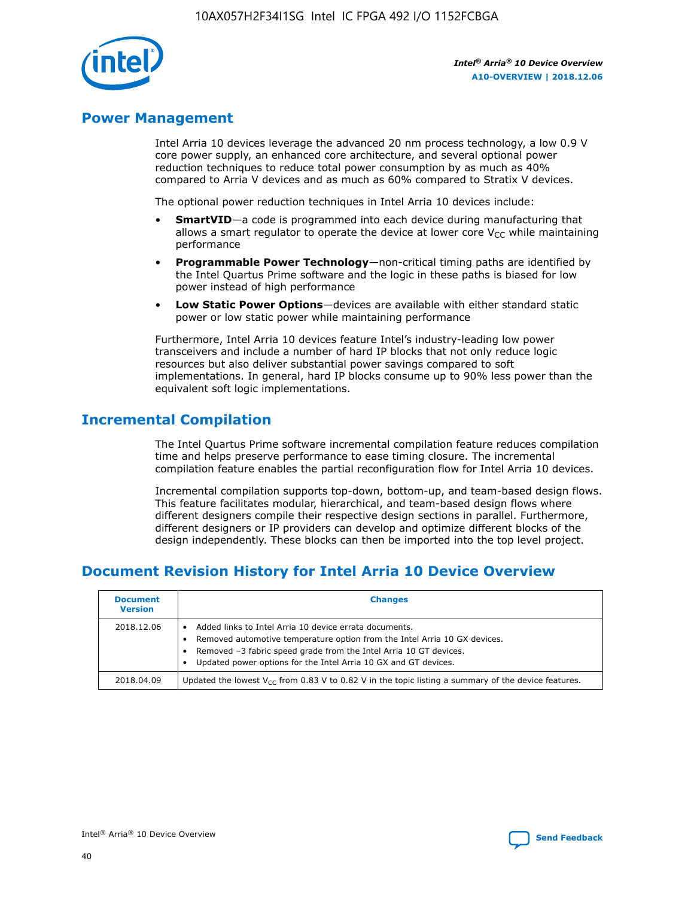## Power Management

Intel Arria 10 devices leverage the advanced 20 nm process technology, a low 0.9 V core power supply, an enhanced core architecture, and several optional power reduction techniques to reduce total power consumption by as much as 40% compared to Arria V devices and as much as 60% compared to Stratix V devices.

The optional power reduction techniques in Intel Arria 10 devices include:

- **SmartVID**—a code is programmed into each device during manufacturing that allows a smart regulator to operate the device at lower core $V_{CC}$ while maintaining performance
- **Programmable Power Technology**—non-critical timing paths are identified by the Intel Quartus Prime software and the logic in these paths is biased for low power instead of high performance
- **Low Static Power Options**—devices are available with either standard static power or low static power while maintaining performance

Furthermore, Intel Arria 10 devices feature Intel's industry-leading low power transceivers and include a number of hard IP blocks that not only reduce logic resources but also deliver substantial power savings compared to soft implementations. In general, hard IP blocks consume up to 90% less power than the equivalent soft logic implementations.

## Incremental Compilation

The Intel Quartus Prime software incremental compilation feature reduces compilation time and helps preserve performance to ease timing closure. The incremental compilation feature enables the partial reconfiguration flow for Intel Arria 10 devices.

Incremental compilation supports top-down, bottom-up, and team-based design flows. This feature facilitates modular, hierarchical, and team-based design flows where different designers compile their respective design sections in parallel. Furthermore, different designers or IP providers can develop and optimize different blocks of the design independently. These blocks can then be imported into the top level project.

## Document Revision History for Intel Arria 10 Device Overview

| Document Version | Changes |
|---|---|
| 2018.12.06 | • Added links to Intel Arria 10 device errata documents.<br>• Removed automotive temperature option from the Intel Arria 10 GX devices.<br>• Removed –3 fabric speed grade from the Intel Arria 10 GT devices.<br>• Updated power options for the Intel Arria 10 GX and GT devices. |
| 2018.04.09 | Updated the lowest $V_{CC}$ from 0.83 V to 0.82 V in the topic listing a summary of the device features. |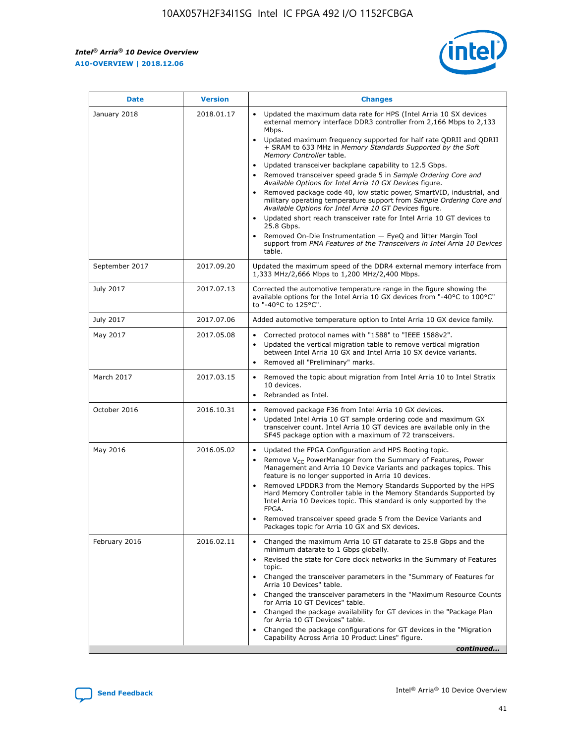| Date | Version | Changes |
| --- | --- | --- |
| January 2018 | 2018.01.17 | • Updated the maximum data rate for HPS (Intel Arria 10 SX devices external memory interface DDR3 controller from 2,166 Mbps to 2,133 Mbps.<br>• Updated maximum frequency supported for half rate QDRII and QDRII + SRAM to 633 MHz in *Memory Standards Supported by the Soft Memory Controller* table.<br>• Updated transceiver backplane capability to 12.5 Gbps.<br>• Removed transceiver speed grade 5 in *Sample Ordering Core and Available Options for Intel Arria 10 GX Devices* figure.<br>• Removed package code 40, low static power, SmartVID, industrial, and military operating temperature support from *Sample Ordering Core and Available Options for Intel Arria 10 GT Devices* figure.<br>• Updated short reach transceiver rate for Intel Arria 10 GT devices to 25.8 Gbps.<br>• Removed On-Die Instrumentation — EyeQ and Jitter Margin Tool support from *PMA Features of the Transceivers in Intel Arria 10 Devices* table. |
| September 2017 | 2017.09.20 | Updated the maximum speed of the DDR4 external memory interface from 1,333 MHz/2,666 Mbps to 1,200 MHz/2,400 Mbps. |
| July 2017 | 2017.07.13 | Corrected the automotive temperature range in the figure showing the available options for the Intel Arria 10 GX devices from "-40°C to 100°C" to "-40°C to 125°C". |
| July 2017 | 2017.07.06 | Added automotive temperature option to Intel Arria 10 GX device family. |
| May 2017 | 2017.05.08 | • Corrected protocol names with "1588" to "IEEE 1588v2".<br>• Updated the vertical migration table to remove vertical migration between Intel Arria 10 GX and Intel Arria 10 SX device variants.<br>• Removed all "Preliminary" marks. |
| March 2017 | 2017.03.15 | • Removed the topic about migration from Intel Arria 10 to Intel Stratix 10 devices.<br>• Rebranded as Intel. |
| October 2016 | 2016.10.31 | • Removed package F36 from Intel Arria 10 GX devices.<br>• Updated Intel Arria 10 GT sample ordering code and maximum GX transceiver count. Intel Arria 10 GT devices are available only in the SF45 package option with a maximum of 72 transceivers. |
| May 2016 | 2016.05.02 | • Updated the FPGA Configuration and HPS Booting topic.<br>• Remove $V_{CC}$ PowerManager from the Summary of Features, Power Management and Arria 10 Device Variants and packages topics. This feature is no longer supported in Arria 10 devices.<br>• Removed LPDDR3 from the Memory Standards Supported by the HPS Hard Memory Controller table in the Memory Standards Supported by Intel Arria 10 Devices topic. This standard is only supported by the FPGA.<br>• Removed transceiver speed grade 5 from the Device Variants and Packages topic for Arria 10 GX and SX devices. |
| February 2016 | 2016.02.11 | • Changed the maximum Arria 10 GT datarate to 25.8 Gbps and the minimum datarate to 1 Gbps globally.<br>• Revised the state for Core clock networks in the Summary of Features topic.<br>• Changed the transceiver parameters in the "Summary of Features for Arria 10 Devices" table.<br>• Changed the transceiver parameters in the "Maximum Resource Counts for Arria 10 GT Devices" table.<br>• Changed the package availability for GT devices in the "Package Plan for Arria 10 GT Devices" table.<br>• Changed the package configurations for GT devices in the "Migration Capability Across Arria 10 Product Lines" figure. |

*continued...*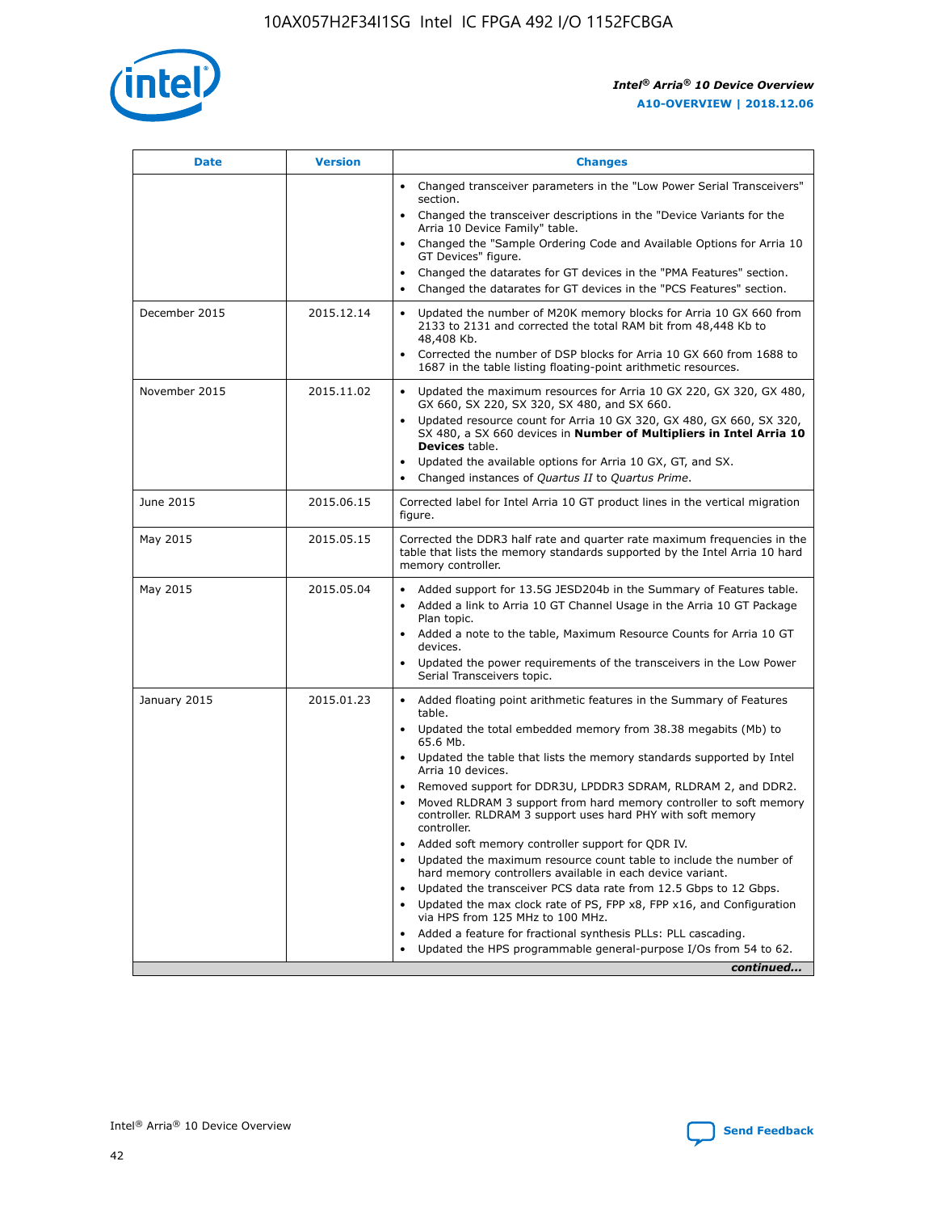| Date | Version | Changes |
| --- | --- | --- |
| | | • Changed transceiver parameters in the "Low Power Serial Transceivers" section.<br>• Changed the transceiver descriptions in the "Device Variants for the Arria 10 Device Family" table.<br>• Changed the "Sample Ordering Code and Available Options for Arria 10 GT Devices" figure.<br>• Changed the datarates for GT devices in the "PMA Features" section.<br>• Changed the datarates for GT devices in the "PCS Features" section. |
| December 2015 | 2015.12.14 | • Updated the number of M20K memory blocks for Arria 10 GX 660 from 2133 to 2131 and corrected the total RAM bit from 48,448 Kb to 48,408 Kb.<br>• Corrected the number of DSP blocks for Arria 10 GX 660 from 1688 to 1687 in the table listing floating-point arithmetic resources. |
| November 2015 | 2015.11.02 | • Updated the maximum resources for Arria 10 GX 220, GX 320, GX 480, GX 660, SX 220, SX 320, SX 480, and SX 660.<br>• Updated resource count for Arria 10 GX 320, GX 480, GX 660, SX 320, SX 480, a SX 660 devices in **Number of Multipliers in Intel Arria 10 Devices** table.<br>• Updated the available options for Arria 10 GX, GT, and SX.<br>• Changed instances of *Quartus II* to *Quartus Prime*. |
| June 2015 | 2015.06.15 | Corrected label for Intel Arria 10 GT product lines in the vertical migration figure. |
| May 2015 | 2015.05.15 | Corrected the DDR3 half rate and quarter rate maximum frequencies in the table that lists the memory standards supported by the Intel Arria 10 hard memory controller. |
| May 2015 | 2015.05.04 | • Added support for 13.5G JESD204b in the Summary of Features table.<br>• Added a link to Arria 10 GT Channel Usage in the Arria 10 GT Package Plan topic.<br>• Added a note to the table, Maximum Resource Counts for Arria 10 GT devices.<br>• Updated the power requirements of the transceivers in the Low Power Serial Transceivers topic. |
| January 2015 | 2015.01.23 | • Added floating point arithmetic features in the Summary of Features table.<br>• Updated the total embedded memory from 38.38 megabits (Mb) to 65.6 Mb.<br>• Updated the table that lists the memory standards supported by Intel Arria 10 devices.<br>• Removed support for DDR3U, LPDDR3 SDRAM, RLDRAM 2, and DDR2.<br>• Moved RLDRAM 3 support from hard memory controller to soft memory controller. RLDRAM 3 support uses hard PHY with soft memory controller.<br>• Added soft memory controller support for QDR IV.<br>• Updated the maximum resource count table to include the number of hard memory controllers available in each device variant.<br>• Updated the transceiver PCS data rate from 12.5 Gbps to 12 Gbps.<br>• Updated the max clock rate of PS, FPP x8, FPP x16, and Configuration via HPS from 125 MHz to 100 MHz.<br>• Added a feature for fractional synthesis PLLs: PLL cascading.<br>• Updated the HPS programmable general-purpose I/Os from 54 to 62. |

*continued...*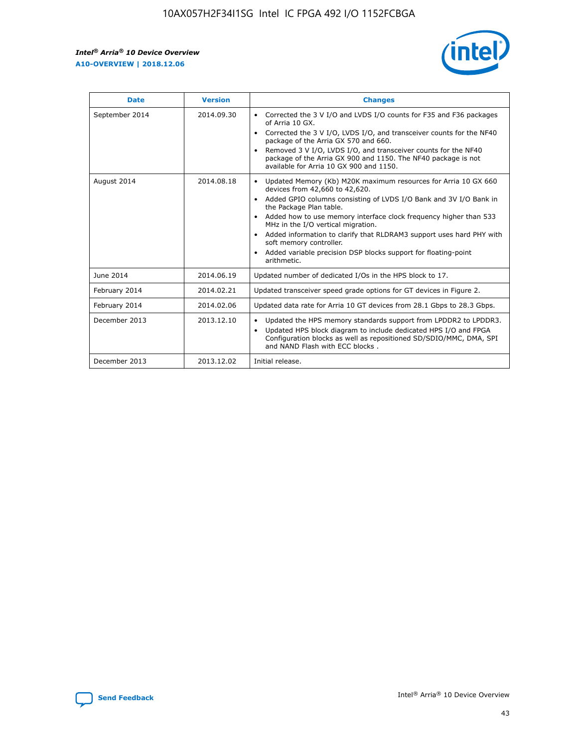| Date | Version | Changes |
| --- | --- | --- |
| September 2014 | 2014.09.30 | • Corrected the 3 V I/O and LVDS I/O counts for F35 and F36 packages of Arria 10 GX.<br>• Corrected the 3 V I/O, LVDS I/O, and transceiver counts for the NF40 package of the Arria GX 570 and 660.<br>• Removed 3 V I/O, LVDS I/O, and transceiver counts for the NF40 package of the Arria GX 900 and 1150. The NF40 package is not available for Arria 10 GX 900 and 1150. |
| August 2014 | 2014.08.18 | • Updated Memory (Kb) M20K maximum resources for Arria 10 GX 660 devices from 42,660 to 42,620.<br>• Added GPIO columns consisting of LVDS I/O Bank and 3V I/O Bank in the Package Plan table.<br>• Added how to use memory interface clock frequency higher than 533 MHz in the I/O vertical migration.<br>• Added information to clarify that RLDRAM3 support uses hard PHY with soft memory controller.<br>• Added variable precision DSP blocks support for floating-point arithmetic. |
| June 2014 | 2014.06.19 | Updated number of dedicated I/Os in the HPS block to 17. |
| February 2014 | 2014.02.21 | Updated transceiver speed grade options for GT devices in Figure 2. |
| February 2014 | 2014.02.06 | Updated data rate for Arria 10 GT devices from 28.1 Gbps to 28.3 Gbps. |
| December 2013 | 2013.12.10 | • Updated the HPS memory standards support from LPDDR2 to LPDDR3.<br>• Updated HPS block diagram to include dedicated HPS I/O and FPGA Configuration blocks as well as repositioned SD/SDIO/MMC, DMA, SPI and NAND Flash with ECC blocks . |
| December 2013 | 2013.12.02 | Initial release. |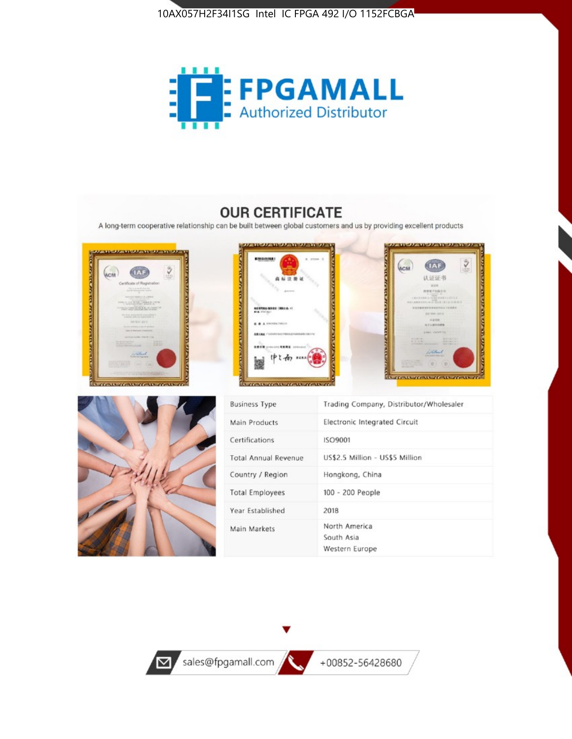FPGAMALL

Authorized Distributor

## OUR CERTIFICATE

A long-term cooperative relationship can be built between global customers and us by providing excellent products

| | |
|---|---|
| Business Type | Trading Company, Distributor/Wholesaler |
| Main Products | Electronic Integrated Circuit |
| Certifications | ISO9001 |
| Total Annual Revenue | US$2.5 Million - US$5 Million |
| Country / Region | Hongkong, China |
| Total Employees | 100 - 200 People |
| Year Established | 2018 |
| Main Markets | North America<br>South Asia<br>Western Europe |

sales@fpgamall.com

+00852-56428680